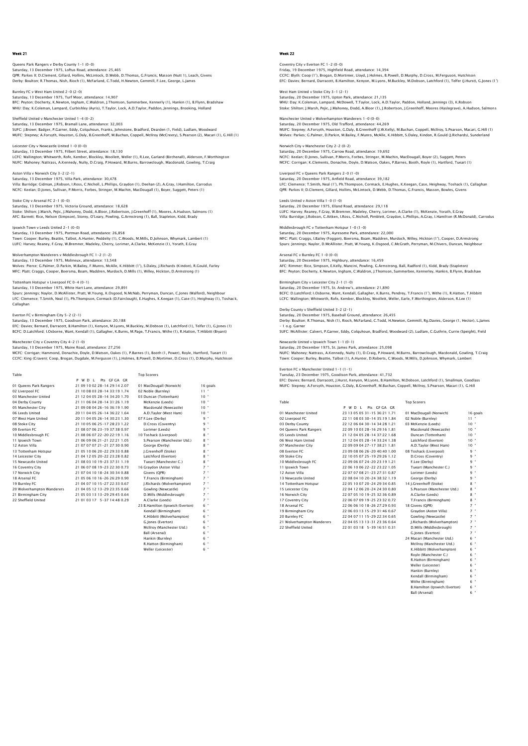# Week 21

Queens Park Rangers v Derby County 1–1 (0–0)
Saturday, 13 December 1975, Loftus Road, attendance: 25,465
QPR: Parkes II; D.Clement, Gillard, Hollins, McLintock, D.Webb, D.Thomas, G.Francis, Masson (Nutt 1), Leach, Givens
Derby: Boulton; R.Thomas, Nish, Rioch (1), McFarland, C.Todd, H.Newton, Gemmill, F.Lee, George, L.James

Burnley FC v West Ham United 2–0 (2–0)
Saturday, 13 December 1975, Turf Moor, attendance: 14,907
BFC: Peyton; Docherty, K.Newton, Ingham, C.Waldron, J.Thomson, Summerbee, Kennerly (1), Hankin (1), B.Flynn, Bradshaw
WHU: Day; K.Coleman, Lampard, Curbishley (Ayris), T.Taylor, Lock, A.D.Taylor, Paddon, Jennings, Brooking, Holland

Sheffield United v Manchester United 1–4 (0–2)
Saturday, 13 December 1975, Bramall Lane, attendance: 32,003
SUFC: J.Brown; Badger, P.Garner, Eddy, Colquhoun, Franks, Johnstone, Bradford, Dearden (1, Field), Ludlam, Woodward
MUFC: Stepney; A.Forsyth, Houston, G.Daly, B.Greenhoff, M.Buchan, Coppell, McIlroy (McCreery), S.Pearson (2), Macari (1), G.Hill (1)

Leicester City v Newcastle United 1–0 (0–0)
Saturday, 13 December 1975, Filbert Street, attendance: 18,130
LCFC: Wallington; Whitworth, Rofe, Kember, Blockley, Woollett, Weller (1), R.Lee, Garland (Birchenall), Alderson, F.Worthington
NUFC: Mahoney; Nattrass, A.Kennedy, Nulty, D.Craig, P.Howard, M.Burns, Barrowclough, Macdonald, Gowling, T.Craig

Aston Villa v Norwich City 3–2 (2–1)
Saturday, 13 December 1975, Villa Park, attendance: 30,478
Villa: Burridge; Gidman, J.Robson, I.Ross, C.Nicholl, L.Phillips, Graydon (1), Deehan (2), A.Gray, I.Hamilton, Carrodus
NCFC: Keelan; D.Jones, Sullivan, P.Morris, Forbes, Stringer, M.Machin, MacDougall (1), Boyer, Suggett, Peters (1)

Stoke City v Arsenal FC 2–1 (0–0)
Saturday, 13 December 1975, Victoria Ground, attendance: 18,628
Stoke: Shilton; J.Marsh, Pejic, J.Mahoney, Dodd, A.Bloor, J.Robertson, J.Greenhoff (1), Moores, A.Hudson, Salmons (1)
AFC: Barnett; Rice, Nelson (Simpson), Storey, O'Leary, Powling, G.Armstrong (1), Ball, Stapleton, Kidd, Brady

Ipswich Town v Leeds United 2–1 (0–0)
Saturday, 13 December 1975, Portman Road, attendance: 26,858
Town: Cooper; Burley, Beattie, Talbot, A.Hunter, Peddelty (1), C.Woods, M.Mills, D.Johnson, Whymark, Lambert (1)
LUFC: Harvey; Reaney, F.Gray, W.Bremner, Madeley, Cherry, Lorimer, A.Clarke, McKenzie (1), Yorath, E.Gray

Wolverhampton Wanderers v Middlesbrough FC 1–2 (1–2)
Saturday, 13 December 1975, Molineux, attendance: 13,548
Wolves: Pierce; G.Palmer, D.Parkin, M.Bailey, F.Munro, McAlle, K.Hibbitt (1'), S.Daley, J.Richards (Kindon), R.Gould, Farley
MFC: Platt; Craggs, Cooper, Boersma, Boam, Maddren, Murdoch, D.Mills (1), Willey, Hickton, D.Armstrong (1)

Tottenham Hotspur v Liverpool FC 0–4 (0–1)
Saturday, 13 December 1975, White Hart Lane, attendance: 29,891
Spurs: Jennings; Naylor, D.McAllister, Pratt, W.Young, K.Osgood, N.McNab, Perryman, Duncan, C.Jones (Walford), Neighbour
LFC: Clemence; T.Smith, Neal (1), Ph.Thompson, Cormack (D.Fairclough), E.Hughes, K.Keegan (1), Case (1), Heighway (1), Toshack, Callaghan

Everton FC v Birmingham City 5–2 (2–1)
Saturday, 13 December 1975, Goodison Park, attendance: 20,188
EFC: Davies; Bernard, Darracott, B.Hamilton (1), Kenyon, M.Lyons, M.Buckley, M.Dobson (1), Latchford (1), Telfer (1), G.Jones (1)
BCFC: D.Latchford; I.Osborne, Want, Kendall (1), Gallagher, K.Burns, M.Page, T.Francis, Withe (1), R.Hatton, T.Hibbitt (Bryant)

Manchester City v Coventry City 4–2 (1–0)
Saturday, 13 December 1975, Maine Road, attendance: 27,256
MCFC: Corrigan; Hammond, Donachie, Doyle, D.Watson, Oakes (1), P.Barnes (1), Booth (1, Power), Royle, Hartford, Tueart (1)
CCFC: King (Craven); Coop, Brogan, Dugdale, M.Ferguson (1), J.Holmes, B.Powell, D.Mortimer, D.Cross (1), D.Murphy, Hutchison

Table

| | P | W | D | L | Pts | GF-GA | GR |
|---|---|---|---|---|---|---|---|
| 01 Queens Park Rangers | 21 | 09 | 10 | 02 | 28 | 14 29:14 | 2.07 |
| 02 Liverpool FC | 21 | 10 | 08 | 03 | 28 | 33:19 | 1.74 |
| 03 Manchester United | 21 | 12 | 04 | 05 | 28 | 34:20 | 1.70 |
| 04 Derby County | 21 | 11 | 06 | 04 | 28 | 31:26 | 1.19 |
| 05 Manchester City | 21 | 09 | 08 | 04 | 26 | 36:19 | 1.90 |
| 06 Leeds United | 20 | 11 | 04 | 05 | 26 | 36:22 | 1.64 |
| 07 West Ham United | 20 | 11 | 04 | 05 | 26 | 30:23 | 1.30 |
| 08 Stoke City | 21 | 10 | 05 | 06 | 25 | 28:23 | 1.22 |
| 09 Everton FC | 21 | 08 | 07 | 06 | 23 | 37:38 | 0.97 |
| 10 Middlesbrough FC | 21 | 08 | 06 | 07 | 22 | 20:19 | 1.16 |
| 11 Ipswich Town | 21 | 06 | 09 | 06 | 21 | 22:21 | 1.05 |
| 12 Aston Villa | 21 | 07 | 07 | 07 | 21 | 27:30 | 0.90 |
| 13 Tottenham Hotspur | 21 | 05 | 10 | 06 | 20 | 29:33 | 0.88 |
| 14 Leicester City | 21 | 04 | 12 | 05 | 20 | 22:28 | 0.82 |
| 15 Newcastle United | 21 | 08 | 03 | 10 | 19 | 37:31 | 1.19 |
| 16 Coventry City | 21 | 06 | 07 | 08 | 19 | 23:30 | 0.77 |
| 17 Norwich City | 21 | 07 | 04 | 10 | 18 | 30:34 | 0.88 |
| 18 Arsenal FC | 21 | 05 | 06 | 10 | 16 | 26:29 | 0.90 |
| 19 Burnley FC | 21 | 04 | 07 | 10 | 15 | 27:33 | 0.67 |
| 20 Wolverhampton Wanderers | 21 | 04 | 05 | 12 | 13 | 23:35 | 0.66 |
| 21 Birmingham City | 21 | 05 | 03 | 13 | 13 | 29:45 | 0.64 |
| 22 Sheffield United | 21 | 01 | 03 | 17 | 5 | 14:48 | 0.29 |

Top Scorers

| | |
|---|---|
| 01 MacDougall (Norwich) | 16 goals |
| 02 Noble (Burnley) | 11 " |
| 03 Duncan (Tottenham) | 10 " |
| McKenzie (Leeds) | 10 " |
| Macdonald (Newcastle) | 10 " |
| A.D.Taylor (West Ham) | 10 " |
| 07 F.Lee (Derby) | 9 " |
| D.Cross (Coventry) | 9 " |
| Lorimer (Leeds) | 9 " |
| 10 Toshack (Liverpool) | 8 " |
| S.Pearson (Manchester Utd.) | 8 " |
| George (Derby) | 8 " |
| J.Greenhoff (Stoke) | 8 " |
| Latchford (Everton) | 8 " |
| Tueart (Manchester C.) | 8 " |
| 16 Graydon (Aston Villa) | 7 " |
| Givens (QPR) | 7 " |
| T.Francis (Birmingham) | 7 " |
| J.Richards (Wolverhampton) | 7 " |
| Gowling (Newcastle) | 7 " |
| D.Mills (Middlesbrough) | 7 " |
| A.Clarke (Leeds) | 7 " |
| 23 B.Hamilton (Ipswich/Everton) | 6 " |
| Kendall (Birmingham) | 6 " |
| K.Hibbitt (Wolverhampton) | 6 " |
| G.Jones (Everton) | 6 " |
| McIlroy (Manchester Utd.) | 6 " |
| Ball (Arsenal) | 6 " |
| Hankin (Burnley) | 6 " |
| R.Hatton (Birmingham) | 6 " |
| Weller (Leicester) | 6 " |

# Week 22

Coventry City v Everton FC 1–2 (0–0)
Friday, 19 December 1975, Highfield Road, attendance: 14,394
CCFC: Blyth; Coop (1'), Brogan, D.Mortimer, Lloyd, J.Holmes, B.Powell, D.Murphy, D.Cross, M.Ferguson, Hutchison
EFC: Davies; Bernard, Darracott, B.Hamilton, Kenyon, M.Lyons, M.Buckley, M.Dobson, Latchford (1), Telfer (J.Hurst), G.Jones (1')

West Ham United v Stoke City 3–1 (2–1)
Saturday, 20 December 1975, Upton Park, attendance: 21,135
WHU: Day; K.Coleman, Lampard, McDowell, T.Taylor, Lock, A.D.Taylor, Paddon, Holland, Jennings (3), K.Robson
Stoke: Shilton; J.Marsh, Pejic, J.Mahoney, Dodd, A.Bloor (1), J.Robertson, J.Greenhoff, Moores (Haslegrave), A.Hudson, Salmons

Manchester United v Wolverhampton Wanderers 1–0 (0–0)
Saturday, 20 December 1975, Old Trafford, attendance: 44,269
MUFC: Stepney; A.Forsyth, Houston, G.Daly, B.Greenhoff (J.W.Kelly), M.Buchan, Coppell, McIlroy, S.Pearson, Macari, G.Hill (1)
Wolves: Parkes; G.Palmer, D.Parkin, M.Bailey, F.Munro, McAlle, K.Hibbitt, S.Daley, Kindon, R.Gould (J.Richards), Sunderland

Norwich City v Manchester City 2–2 (0–2)
Saturday, 20 December 1975, Carrow Road, attendance: 19,692
NCFC: Keelan; D.Jones, Sullivan, P.Morris, Forbes, Stringer, M.Machin, MacDougall, Boyer (2), Suggett, Peters
MCFC: Corrigan; K.Clements, Donachie, Doyle, D.Watson, Oakes, P.Barnes, Booth, Royle (1), Hartford, Tueart (1)

Liverpool FC v Queens Park Rangers 2–0 (1–0)
Saturday, 20 December 1975, Anfield Road, attendance: 39,182
LFC: Clemence; T.Smith, Neal (1'), Ph.Thompson, Cormack, E.Hughes, K.Keegan, Case, Heighway, Toshack (1), Callaghan
QPR: Parkes II; D.Clement, Gillard, Hollins, McLintock, D.Webb, D.Thomas, G.Francis, Masson, Bowles, Givens

Leeds United v Aston Villa 1–0 (1–0)
Saturday, 20 December 1975, Elland Road, attendance: 29,118
LUFC: Harvey; Reaney, F.Gray, W.Bremner, Madeley, Cherry, Lorimer, A.Clarke (1), McKenzie, Yorath, E.Gray
Villa: Burridge; J.Robson, C.Aitken, I.Ross, C.Nicholl, Pimblett, Graydon, L.Phillips, A.Gray, I.Hamilton (R.McDonald), Carrodus

Middlesbrough FC v Tottenham Hotspur 1–0 (1–0)
Saturday, 20 December 1975, Ayresome Park, attendance: 22,000
MFC: Platt; Craggs, I.Bailey (Foggon), Boersma, Boam, Maddren, Murdoch, Willey, Hickton (1'), Cooper, D.Armstrong
Spurs: Jennings; Naylor, D.McAllister, Pratt, W.Young, K.Osgood, C.McGrath, Perryman, M.Chivers, Duncan, Neighbour

Arsenal FC v Burnley FC 1–0 (0–0)
Saturday, 20 December 1975, Highbury, attendance: 16,459
AFC: Rimmer; Rice, Simpson, E.Kelly, Mancini, Powling, G.Armstrong, Ball, Radford (1), Kidd, Brady (Stapleton)
BFC: Peyton; Docherty, K.Newton, Ingham, C.Waldron, J.Thomson, Summerbee, Kennerley, Hankin, B.Flynn, Bradshaw

Birmingham City v Leicester City 2–1 (1–0)
Saturday, 20 December 1975, St. Andrew's, attendance: 21,890
BCFC: D.Latchford; I.Osborne, Want, Kendall, Gallagher, K.Burns, Pendrey, T.Francis (1'), Withe (1), R.Hatton, T.Hibbitt
LCFC: Wallington; Whitworth, Rofe, Kember, Blockley, Woollett, Weller, Earle, F.Worthington, Alderson, R.Lee (1)

Derby County v Sheffield United 3–2 (2–1)
Saturday, 20 December 1975, Baseball Ground, attendance: 26,455
Derby: Boulton; R.Thomas, Nish (1), Rioch, McFarland, C.Todd, H.Newton, Gemmill, Rg.Davies, George (1, Hector), L.James
– 1 o.g. Garner
SUFC: McAlister; Calvert, P.Garner, Eddy, Colquhoun, Bradford, Woodward (2), Ludlam, C.Guthrie, Currie (Speight), Field

Newcastle United v Ipswich Town 1–1 (0–1)
Saturday, 20 December 1975, St. James Park, attendance: 25,098
NUFC: Mahoney; Nattrass, A.Kennedy, Nulty (1), D.Craig, P.Howard, M.Burns, Barrowclough, Macdonald, Gowling, T.Craig
Town: Cooper; Burley, Beattie, Talbot (1), A.Hunter, D.Roberts, C.Woods, M.Mills, D.Johnson, Whymark, Lambert

Everton FC v Manchester United 1–1 (1–1)
Tuesday, 23 December 1975, Goodison Park, attendance: 41,732
EFC: Davies; Bernard, Darracott, J.Hurst, Kenyon, M.Lyons, B.Hamilton, M.Dobson, Latchford (1), Smallman, Goodlass
MUFC: Stepney; A.Forsyth, Houston, G.Daly, B.Greenhoff, M.Buchan, Coppell, McIlroy, S.Pearson, Macari (1), G.Hill

Table

| | P | W | D | L | Pts | GF-GA | GR |
|---|---|---|---|---|---|---|---|
| 01 Manchester United | 23 | 13 | 05 | 05 | 31 | 36:21 | 1.71 |
| 02 Liverpool FC | 22 | 11 | 08 | 03 | 30 | 35:19 | 1.84 |
| 03 Derby County | 22 | 12 | 06 | 04 | 30 | 34:28 | 1.21 |
| 04 Queens Park Rangers | 22 | 09 | 10 | 03 | 28 | 29:16 | 1.81 |
| 05 Leeds United | 21 | 12 | 04 | 05 | 28 | 37:22 | 1.68 |
| 06 West Ham United | 21 | 12 | 04 | 05 | 28 | 33:24 | 1.38 |
| 07 Manchester City | 22 | 09 | 09 | 04 | 27 | 38:21 | 1.81 |
| 08 Everton FC | 23 | 09 | 08 | 06 | 26 | 40:40 | 1.00 |
| 09 Stoke City | 22 | 10 | 05 | 07 | 25 | 29:26 | 1.12 |
| 10 Middlesbrough FC | 22 | 09 | 06 | 07 | 24 | 20:19 | 1.21 |
| 11 Ipswich Town | 22 | 06 | 10 | 06 | 22 | 23:22 | 1.05 |
| 12 Aston Villa | 22 | 07 | 07 | 08 | 21 | 27:31 | 0.87 |
| 13 Newcastle United | 22 | 08 | 04 | 10 | 20 | 38:32 | 1.19 |
| 14 Tottenham Hotspur | 22 | 05 | 10 | 07 | 20 | 29:34 | 0.85 |
| 15 Leicester City | 22 | 04 | 12 | 06 | 20 | 24:30 | 0.80 |
| 16 Norwich City | 22 | 07 | 05 | 10 | 19 | 32:36 | 0.89 |
| 17 Coventry City | 22 | 06 | 07 | 09 | 19 | 23:32 | 0.72 |
| 18 Arsenal FC | 22 | 06 | 06 | 10 | 18 | 27:29 | 0.93 |
| 19 Birmingham City | 22 | 06 | 03 | 13 | 15 | 31:46 | 0.67 |
| 20 Burnley FC | 22 | 04 | 07 | 11 | 15 | 27:34 | 0.65 |
| 21 Wolverhampton Wanderers | 22 | 04 | 05 | 13 | 13 | 23:36 | 0.64 |
| 22 Sheffield United | 22 | 01 | 03 | 18 | 5 | 16:51 | 0.31 |

Top Scorers

| | |
|---|---|
| 01 MacDougall (Norwich) | 16 goals |
| 02 Noble (Burnley) | 11 " |
| 03 McKenzie (Leeds) | 10 " |
| Macdonald (Newcastle) | 10 " |
| Duncan (Tottenham) | 10 " |
| Latchford (Everton) | 10 " |
| A.D.Taylor (West Ham) | 10 " |
| 08 Toshack (Liverpool) | 9 " |
| D.Cross (Coventry) | 9 " |
| F.Lee (Derby) | 9 " |
| Tueart (Manchester C.) | 9 " |
| Lorimer (Leeds) | 9 " |
| George (Derby) | 9 " |
| 14 J.Greenhoff (Stoke) | 8 " |
| S.Pearson (Manchester Utd.) | 8 " |
| A.Clarke (Leeds) | 8 " |
| T.Francis (Birmingham) | 8 " |
| 18 Givens (QPR) | 7 " |
| Graydon (Aston Villa) | 7 " |
| Gowling (Newcastle) | 7 " |
| J.Richards (Wolverhampton) | 7 " |
| D.Mills (Middlesbrough) | 7 " |
| G.Jones (Everton) | 7 " |
| 24 Macari (Manchester Utd.) | 6 " |
| McIlroy (Manchester Utd.) | 6 " |
| K.Hibbitt (Wolverhampton) | 6 " |
| Royle (Manchester C.) | 6 " |
| R.Hatton (Birmingham) | 6 " |
| Weller (Leicester) | 6 " |
| Hankin (Burnley) | 6 " |
| Kendall (Birmingham) | 6 " |
| Withe (Birmingham) | 6 " |
| B.Hamilton (Ipswich/Everton) | 6 " |
| Ball (Arsenal) | 6 " |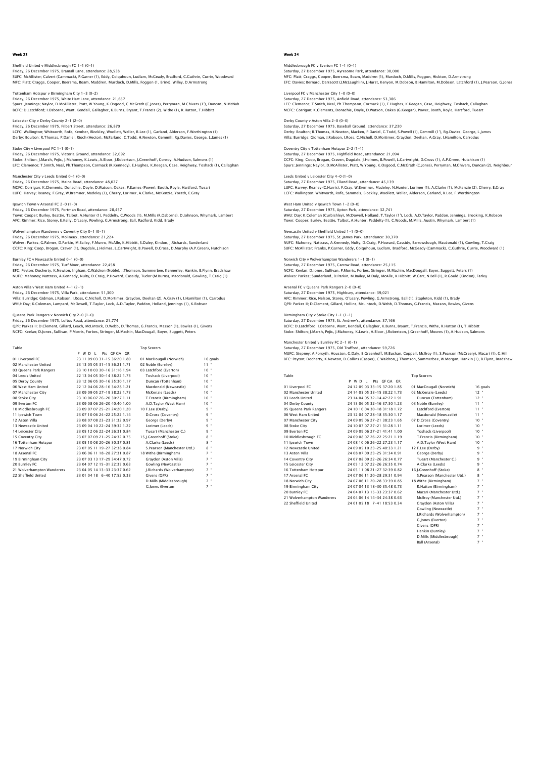## Week 23

Sheffield United v Middlesbrough FC 1-1 (0-1)
Friday, 26 December 1975, Bramall Lane, attendance: 28,538
SUFC: McAllister; Calvert (Cammack), P.Garner (1), Eddy, Colquhoun, Ludlam, McGeady, Bradford, C.Guthrie, Currie, Woodward
MFC: Platt; Craggs, Cooper, Boersma, Boam, Maddren, Murdoch, D.Mills, Foggon (1, Brine), Willey, D.Armstrong

Tottenham Hotspur v Birmingham City 1-3 (0-2)
Friday, 26 December 1975, White Hart Lane, attendance: 21,657
Spurs: Jennings; Naylor, D.McAllister, Pratt, W.Young, K.Osgood, C.McGrath (C.Jones), Perryman, M.Chivers (1'), Duncan, N.McNab
BCFC: D.Latchford; I.Osborne, Want, Kendall, Gallagher, K.Burns, Bryant, T.Francis (2), Withe (1), R.Hatton, T.Hibbitt

Leicester City v Derby County 2-1 (2-0)
Friday, 26 December 1975, Filbert Street, attendance: 26,870
LCFC: Wallington; Whitworth, Rofe, Kember, Blockley, Woollett, Weller, R.Lee (1), Garland, Alderson, F.Worthington (1)
Derby: Boulton; R.Thomas, P.Daniel, Rioch (Hector), McFarland, C.Todd, H.Newton, Gemmill, Rg.Davies, George, L.James (1)

Stoke City v Liverpool FC 1-1 (0-1)
Friday, 26 December 1975, Victoria Ground, attendance: 32,092
Stoke: Shilton; J.Marsh, Pejic, J.Mahoney, K.Lewis, A.Bloor, J.Robertson, J.Greenhoff, Conroy, A.Hudson, Salmons (1)
LFC: Clemence; T.Smith, Neal, Ph.Thompson, Cormack (R.Kennedy), E.Hughes, K.Keegan, Case, Heighway, Toshack (1), Callaghan

Manchester City v Leeds United 0-1 (0-0)
Friday, 26 December 1975, Maine Road, attendance: 48,077
MCFC: Corrigan; K.Clements, Donachie, Doyle, D.Watson, Oakes, P.Barnes (Power), Booth, Royle, Hartford, Tueart
LUFC: Harvey; Reaney, F.Gray, W.Bremner, Madeley (1), Cherry, Lorimer, A.Clarke, McKenzie, Yorath, E.Gray

Ipswich Town v Arsenal FC 2-0 (1-0)
Friday, 26 December 1975, Portman Road, attendance: 28,457
Town: Cooper; Burley, Beattie, Talbot, A.Hunter (1), Peddelty, C.Woods (1), M.Mills (R.Osborne), D.Johnson, Whymark, Lambert
AFC: Rimmer; Rice, Storey, E.Kelly, O'Leary, Powling, G.Armstrong, Ball, Radford, Kidd, Brady

Wolverhampton Wanderers v Coventry City 0-1 (0-1)
Friday, 26 December 1975, Molineux, attendance: 21,224
Wolves: Parkes; G.Palmer, D.Parkin, M.Bailey, F.Munro, McAlle, K.Hibbitt, S.Daley, Kindon, J.Richards, Sunderland
CCFC: King; Coop, Brogan, Craven (1), Dugdale, J.Holmes, L.Cartwright, B.Powell, D.Cross, D.Murphy (A.P.Green), Hutchison

Burnley FC v Newcastle United 0-1 (0-0)
Friday, 26 December 1975, Turf Moor, attendance: 22,458
BFC: Peyton; Docherty, K.Newton, Ingham, C.Waldron (Noble), J.Thomson, Summerbee, Kennerley, Hankin, B.Flynn, Bradshaw
NUFC: Mahoney; Nattrass, A.Kennedy, Nulty, D.Craig, P.Howard, Cassidy, Tudor (M.Burns), Macdonald, Gowling, T.Craig (1)

Aston Villa v West Ham United 4-1 (2-1)
Friday, 26 December 1975, Villa Park, attendance: 51,300
Villa: Burridge; Gidman, J.Robson, I.Ross, C.Nicholl, D.Mortimer, Graydon, Deehan (2), A.Gray (1), I.Hamilton (1), Carrodus
WHU: Day; K.Coleman, Lampard, McDowell, T.Taylor, Lock, A.D.Taylor, Paddon, Holland, Jennings (1), K.Robson

Queens Park Rangers v Norwich City 2-0 (1-0)
Friday, 26 December 1975, Loftus Road, attendance: 21,774
QPR: Parkes II; D.Clement, Gillard, Leach, McLintock, D.Webb, D.Thomas, G.Francis, Masson (1), Bowles (1), Givens
NCFC: Keelan; D.Jones, Sullivan, P.Morris, Forbes, Stringer, M.Machin, MacDougall, Boyer, Suggett, Peters

Table

| | P | W | D | L | Pts | GF | GA | GR |
|---|---|---|---|---|---|---|---|---|
| 01 Liverpool FC | 23 | 11 | 09 | 03 | 31 | 36 | 20 | 1.80 |
| 02 Manchester United | 23 | 13 | 05 | 05 | 31 | 36 | 21 | 1.71 |
| 03 Queens Park Rangers | 23 | 10 | 10 | 03 | 30 | 31 | 16 | 1.94 |
| 04 Leeds United | 22 | 13 | 04 | 05 | 30 | 38 | 22 | 1.73 |
| 05 Derby County | 23 | 12 | 06 | 05 | 30 | 35 | 30 | 1.17 |
| 06 West Ham United | 22 | 12 | 04 | 06 | 28 | 34 | 28 | 1.21 |
| 07 Manchester City | 23 | 09 | 09 | 05 | 27 | 38 | 22 | 1.73 |
| 08 Stoke City | 23 | 10 | 06 | 07 | 26 | 30 | 27 | 1.11 |
| 09 Everton FC | 23 | 09 | 08 | 06 | 26 | 40 | 40 | 1.00 |
| 10 Middlesbrough FC | 23 | 09 | 07 | 07 | 25 | 24 | 20 | 1.20 |
| 11 Ipswich Town | 23 | 07 | 10 | 06 | 24 | 25 | 22 | 1.14 |
| 12 Aston Villa | 23 | 08 | 07 | 08 | 23 | 31 | 32 | 0.97 |
| 13 Newcastle United | 23 | 09 | 04 | 10 | 22 | 39 | 32 | 1.22 |
| 14 Leicester City | 23 | 05 | 12 | 06 | 22 | 26 | 31 | 0.84 |
| 15 Coventry City | 23 | 07 | 07 | 09 | 21 | 24 | 32 | 0.75 |
| 16 Tottenham Hotspur | 23 | 05 | 10 | 08 | 20 | 30 | 37 | 0.81 |
| 17 Norwich City | 23 | 07 | 05 | 11 | 19 | 27 | 32 | 0.84 |
| 18 Arsenal FC | 23 | 06 | 06 | 11 | 18 | 27 | 31 | 0.87 |
| 19 Birmingham City | 23 | 07 | 03 | 13 | 17 | 34 | 47 | 0.72 |
| 20 Burnley FC | 23 | 04 | 07 | 12 | 15 | 31 | 22 | 0.63 |
| 21 Wolverhampton Wanderers | 23 | 04 | 05 | 14 | 13 | 33 | 23 | 0.62 |
| 22 Sheffield United | 23 | 01 | 04 | 18 | 6 | 40 | 17 | 0.33 |

Top Scorers

| | |
|---|---|
| 01 MacDougall (Norwich) | 16 goals |
| 02 Noble (Burnley) | 11 " |
| 03 Latchford (Everton) | 10 " |
| Toshack (Liverpool) | 10 " |
| Duncan (Tottenham) | 10 " |
| Macdonald (Newcastle) | 10 " |
| McKenzie (Leeds) | 10 " |
| T.Francis (Birmingham) | 10 " |
| A.D.Taylor (West Ham) | 10 " |
| 10 F.Lee (Derby) | 9 " |
| D.Cross (Coventry) | 9 " |
| George (Derby) | 9 " |
| Lorimer (Leeds) | 9 " |
| Tueart (Manchester C.) | 9 " |
| 15 J.Greenhoff (Stoke) | 8 " |
| A.Clarke (Leeds) | 8 " |
| S.Pearson (Manchester Utd.) | 8 " |
| 18 Withe (Birmingham) | 7 " |
| Graydon (Aston Villa) | 7 " |
| Gowling (Newcastle) | 7 " |
| J.Richards (Wolverhampton) | 7 " |
| Givens (QPR) | 7 " |
| D.Mills (Middlesbrough) | 7 " |
| G.Jones (Everton) | 7 " |

## Week 24

Middlesbrough FC v Everton FC 1-1 (0-1)
Saturday, 27 December 1975, Ayresome Park, attendance: 30,000
MFC: Platt; Craggs, Cooper, Boersma, Boam, Maddren (1), Murdoch, D.Mills, Foggon, Hickton, D.Armstrong
EFC: Davies; Bernard, Darracott (J.McLaughlin), J.Hurst, Kenyon, M.Dobson, B.Hamilton, M.Dobson, Latchford (1), J.Pearson, G.Jones

Liverpool FC v Manchester City 1-0 (0-0)
Saturday, 27 December 1975, Anfield Road, attendance: 53,386
LFC: Clemence; T.Smith, Neal, Ph.Thompson, Cormack (1), E.Hughes, K.Keegan, Case, Heighway, Toshack, Callaghan
MCFC: Corrigan; K.Clements, Donachie, Doyle, D.Watson, Oakes (G.Keegan), Power, Booth, Royle, Hartford, Tueart

Derby County v Aston Villa 2-0 (0-0)
Saturday, 27 December 1975, Baseball Ground, attendance: 37,230
Derby: Boulton; R.Thomas, H.Newton, Macken, P.Daniel, C.Todd, S.Powell (1), Gemmill (1'), Rg.Davies, George, L.James
Villa: Burridge; Gidman, J.Robson, I.Ross, C.Nicholl, D.Mortimer, Graydon, Deehan, A.Gray, I.Hamilton, Carrodus

Coventry City v Tottenham Hotspur 2-2 (1-1)
Saturday, 27 December 1975, Highfield Road, attendance: 21,094
CCFC: King; Coop, Brogan, Craven, Dugdale, J.Holmes, B.Powell, L.Cartwright, D.Cross (1), A.P.Green, Hutchison (1)
Spurs: Jennings; Naylor, D.McAllister, Pratt, W.Young, K.Osgood, C.McGrath (C.Jones), Perryman, M.Chivers, Duncan (2), Neighbour

Leeds United v Leicester City 4-0 (1-0)
Saturday, 27 December 1975, Elland Road, attendance: 45,139
LUFC: Harvey; Reaney (C.Harris), F.Gray, W.Bremner, Madeley, N.Hunter, Lorimer (1), A.Clarke (1), McKenzie (2), Cherry, E.Gray
LCFC: Wallington; Whitworth, Rofe, Sammels, Blockley, Woollett, Weller, Alderson, Garland, R.Lee, F.Worthington

West Ham United v Ipswich Town 1-2 (0-0)
Saturday, 27 December 1975, Upton Park, attendance: 32,741
WHU: Day; K.Coleman (Curbishley), McDowell, Holland, T.Taylor (1'), Lock, A.D.Taylor, Paddon, Jennings, Brooking, K.Robson
Town: Cooper; Burley, Beattie, Talbot, A.Hunter, Peddelty (1), C.Woods, M.Mills, Austin, Whymark, Lambert (1)

Newcastle United v Sheffield United 1-1 (0-0)
Saturday, 27 December 1975, St. James Park, attendance: 30,370
NUFC: Mahoney; Nattrass, A.Kennedy, Nulty, D.Craig, P.Howard, Cassidy, Barrowclough, Macdonald (1), Gowling, T.Craig
SUFC: McAllister; Franks, P.Garner, Eddy, Colquhoun, Ludlam, Bradford, McGeady (Cammack), C.Guthrie, Currie, Woodward (1)

Norwich City v Wolverhampton Wanderers 1-1 (0-1)
Saturday, 27 December 1975, Carrow Road, attendance: 25,115
NCFC: Keelan; D.Jones, Sullivan, P.Morris, Forbes, Stringer, M.Machin, MacDougall, Boyer, Suggett, Peters (1)
Wolves: Parkes; Sunderland, D.Parkin, M.Bailey, M.Daly, McAlle, K.Hibbitt, W.Carr, N.Bell (1), R.Gould (Kindon), Farley

Arsenal FC v Queens Park Rangers 2-0 (0-0)
Saturday, 27 December 1975, Highbury, attendance: 39,021
AFC: Rimmer; Rice, Nelson, Storey, O'Leary, Powling, G.Armstrong, Ball (1), Stapleton, Kidd (1), Brady
QPR: Parkes II; D.Clement, Gillard, Hollins, McLintock, D.Webb, D.Thomas, G.Francis, Masson, Bowles, Givens

Birmingham City v Stoke City 1-1 (1-1)
Saturday, 27 December 1975, St. Andrew's, attendance: 37,166
BCFC: D.Latchford; I.Osborne, Want, Kendall, Gallagher, K.Burns, Bryant, T.Francis, Withe, R.Hatton (1), T.Hibbitt
Stoke: Shilton; J.Marsh, Pejic, J.Mahoney, K.Lewis, A.Bloor, J.Robertson, J.Greenhoff, Moores (1), A.Hudson, Salmons

Manchester United v Burnley FC 2-1 (0-1)
Saturday, 27 December 1975, Old Trafford, attendance: 59,726
MUFC: Stepney; A.Forsyth, Houston, G.Daly, B.Greenhoff, M.Buchan, Coppell, McIlroy (1), S.Pearson (McCreery), Macari (1), G.Hill
BFC: Peyton; Docherty, K.Newton, D.Collins (Casper), C.Waldron, J.Thomson, Summerbee, W.Morgan, Hankin (1), B.Flynn, Bradshaw

Table

| | P | W | D | L | Pts | GF | GA | GR |
|---|---|---|---|---|---|---|---|---|
| 01 Liverpool FC | 24 | 12 | 09 | 03 | 33 | 15 | 37 | 20 1.85 |
| 02 Manchester United | 24 | 14 | 05 | 05 | 33 | 15 | 38 | 22 1.73 |
| 03 Leeds United | 23 | 14 | 04 | 05 | 32 | 14 | 42 | 22 1.91 |
| 04 Derby County | 24 | 13 | 06 | 05 | 32 | 16 | 37 | 30 1.23 |
| 05 Queens Park Rangers | 24 | 10 | 10 | 04 | 30 | 18 | 31 | 18 1.72 |
| 06 West Ham United | 23 | 12 | 04 | 07 | 28 | 18 | 35 | 30 1.17 |
| 07 Manchester City | 24 | 09 | 09 | 06 | 27 | 21 | 38 | 23 1.65 |
| 08 Stoke City | 24 | 10 | 07 | 07 | 27 | 21 | 31 | 28 1.11 |
| 09 Everton FC | 24 | 09 | 09 | 06 | 27 | 21 | 41 | 41 1.00 |
| 10 Middlesbrough FC | 24 | 09 | 08 | 07 | 26 | 22 | 25 | 21 1.19 |
| 11 Ipswich Town | 24 | 08 | 10 | 06 | 26 | 22 | 27 | 23 1.17 |
| 12 Newcastle United | 24 | 09 | 05 | 10 | 23 | 25 | 40 | 33 1.21 |
| 13 Aston Villa | 24 | 08 | 07 | 09 | 23 | 25 | 31 | 34 0.91 |
| 14 Coventry City | 24 | 07 | 08 | 09 | 22 | 26 | 26 | 34 0.77 |
| 15 Leicester City | 24 | 05 | 12 | 07 | 22 | 26 | 26 | 35 0.74 |
| 16 Tottenham Hotspur | 24 | 05 | 11 | 08 | 21 | 27 | 32 | 39 0.82 |
| 17 Arsenal FC | 24 | 07 | 06 | 11 | 20 | 28 | 29 | 31 0.94 |
| 18 Norwich City | 24 | 07 | 06 | 11 | 20 | 28 | 33 | 39 0.85 |
| 19 Birmingham City | 24 | 07 | 04 | 13 | 18 | 30 | 35 | 48 0.73 |
| 20 Burnley FC | 24 | 04 | 07 | 13 | 15 | 33 | 23 | 37 0.62 |
| 21 Wolverhampton Wanderers | 24 | 04 | 06 | 14 | 14 | 34 | 24 | 38 0.63 |
| 22 Sheffield United | 24 | 01 | 05 | 18 | 7 | 41 | 18 | 53 0.34 |

Top Scorers

| | |
|---|---|
| 01 MacDougall (Norwich) | 16 goals |
| 02 McKenzie (Leeds) | 12 " |
| Duncan (Tottenham) | 12 " |
| 03 Noble (Burnley) | 11 " |
| Latchford (Everton) | 11 " |
| Macdonald (Newcastle) | 11 " |
| 07 D.Cross (Coventry) | 10 " |
| Lorimer (Leeds) | 10 " |
| Toshack (Liverpool) | 10 " |
| T.Francis (Birmingham) | 10 " |
| A.D.Taylor (West Ham) | 10 " |
| 12 F.Lee (Derby) | 9 " |
| George (Derby) | 9 " |
| Tueart (Manchester C.) | 9 " |
| A.Clarke (Leeds) | 9 " |
| 16 J.Greenhoff (Stoke) | 8 " |
| S.Pearson (Manchester Utd.) | 8 " |
| 18 Withe (Birmingham) | 7 " |
| R.Hatton (Birmingham) | 7 " |
| Macari (Manchester Utd.) | 7 " |
| McIlroy (Manchester Utd.) | 7 " |
| Graydon (Aston Villa) | 7 " |
| Gowling (Newcastle) | 7 " |
| J.Richards (Wolverhampton) | 7 " |
| G.Jones (Everton) | 7 " |
| Givens (QPR) | 7 " |
| Hankin (Burnley) | 7 " |
| D.Mills (Middlesbrough) | 7 " |
| Ball (Arsenal) | 7 " |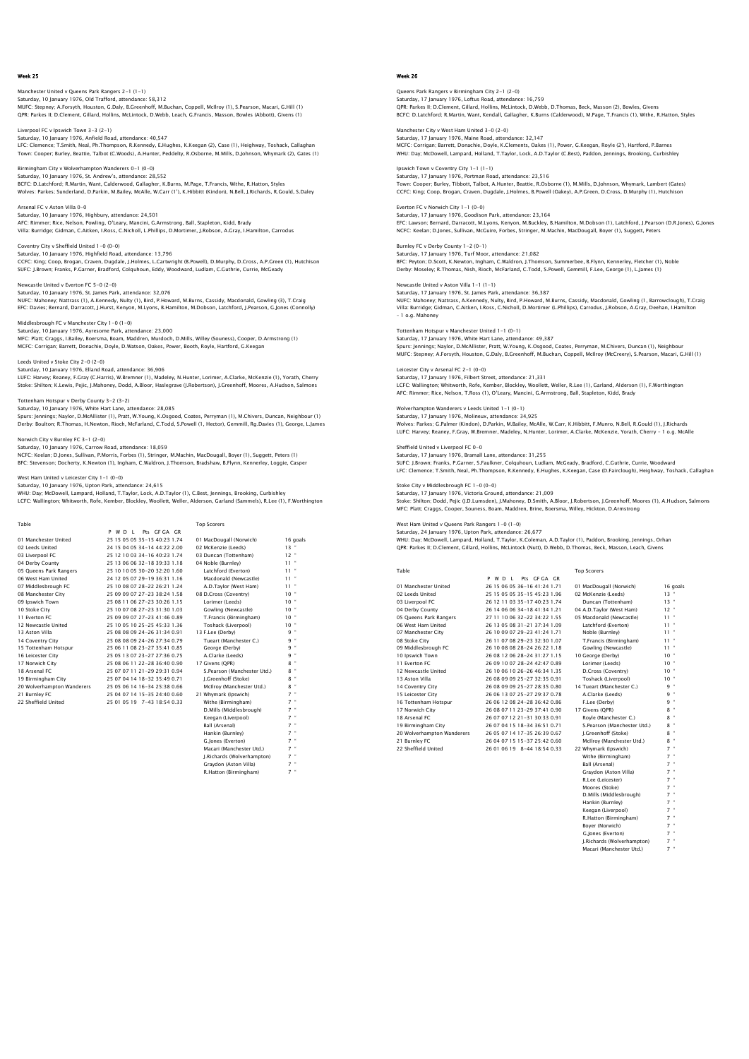## Week 25

Manchester United v Queens Park Rangers 2-1 (1-1)
Saturday, 10 January 1976, Old Trafford, attendance: 58,312
MUFC: Stepney; A.Forsyth, Houston, G.Daly, B.Greenhoff, M.Buchan, Coppell, McIlroy (1), S.Pearson, Macari, G.Hill (1)
QPR: Parkes II; D.Clement, Gillard, Hollins, McLintock, D.Webb, Leach, G.Francis, Masson, Bowles (Abbott), Givens (1)

Liverpool FC v Ipswich Town 3-3 (2-1)
Saturday, 10 January 1976, Anfield Road, attendance: 40,547
LFC: Clemence; T.Smith, Neal, Ph.Thompson, R.Kennedy, E.Hughes, K.Keegan (2), Case (1), Heighway, Toshack, Callaghan
Town: Cooper; Burley, Beattie, Talbot (C.Woods), A.Hunter, Peddelty, R.Osborne, M.Mills, D.Johnson, Whymark (2), Gates (1)

Birmingham City v Wolverhampton Wanderers 0-1 (0-0)
Saturday, 10 January 1976, St. Andrew's, attendance: 28,552
BCFC: D.Latchford; R.Martin, Want, Calderwood, Gallagher, K.Burns, M.Page, T.Francis, Withe, R.Hatton, Styles
Wolves: Parkes; Sunderland, D.Parkin, M.Bailey, McAlle, W.Carr (1'), K.Hibbitt (Kindon), N.Bell, J.Richards, R.Gould, S.Daley

Arsenal FC v Aston Villa 0-0
Saturday, 10 January 1976, Highbury, attendance: 24,501
AFC: Rimmer; Rice, Nelson, Powling, O'Leary, Mancini, G.Armstrong, Ball, Stapleton, Kidd, Brady
Villa: Burridge; Gidman, C.Aitken, I.Ross, C.Nicholl, L.Phillips, D.Mortimer, J.Robson, A.Gray, I.Hamilton, Carrodus

Coventry City v Sheffield United 1-0 (0-0)
Saturday, 10 January 1976, Highfield Road, attendance: 13,796
CCFC: King; Coop, Brogan, Craven, Dugdale, J.Holmes, L.Cartwright (B.Powell), D.Murphy, D.Cross, A.P.Green (1), Hutchison
SUFC: J.Brown; Franks, P.Garner, Bradford, Colquhoun, Eddy, Woodward, Ludlam, C.Guthrie, Currie, McGeady

Newcastle United v Everton FC 5-0 (2-0)
Saturday, 10 January 1976, St. James Park, attendance: 32,076
NUFC: Mahoney; Nattrass (1), A.Kennedy, Nulty (1), Bird, P.Howard, M.Burns, Cassidy, Macdonald, Gowling (3), T.Craig
EFC: Davies; Bernard, Darracott, J.Hurst, Kenyon, M.Lyons, B.Hamilton, M.Dobson, Latchford, J.Pearson, G.Jones (Connolly)

Middlesbrough FC v Manchester City 1-0 (1-0)
Saturday, 10 January 1976, Ayresome Park, attendance: 23,000
MFC: Platt; Craggs, I.Bailey, Boersma, Boam, Maddren, Murdoch, D.Mills, Willey (Souness), Cooper, D.Armstrong (1)
MCFC: Corrigan; Barrett, Donachie, Doyle, D.Watson, Oakes, Power, Booth, Royle, Hartford, G.Keegan

Leeds United v Stoke City 2-0 (2-0)
Saturday, 10 January 1976, Elland Road, attendance: 36,906
LUFC: Harvey; Reaney, F.Gray (C.Harris), W.Bremner (1), Madeley, N.Hunter, Lorimer, A.Clarke, McKenzie (1), Yorath, Cherry
Stoke: Shilton; K.Lewis, Pejic, J.Mahoney, Dodd, A.Bloor, Haslegrave (J.Robertson), J.Greenhoff, Moores, A.Hudson, Salmons

Tottenham Hotspur v Derby County 3-2 (3-2)
Saturday, 10 January 1976, White Hart Lane, attendance: 28,085
Spurs: Jennings; Naylor, D.McAllister (1), Pratt, W.Young, K.Osgood, Coates, Perryman (1), M.Chivers, Duncan, Neighbour (1)
Derby: Boulton; R.Thomas, H.Newton, Rioch, McFarland, C.Todd, S.Powell (1, Hector), Gemmill, Rg.Davies (1), George, L.James

Norwich City v Burnley FC 3-1 (2-0)
Saturday, 10 January 1976, Carrow Road, attendance: 18,059
NCFC: Keelan; D.Jones, Sullivan, M.Porris, Forbes (1), Stringer, M.Machin, MacDougall, Boyer (1), Suggett, Peters (1)
BFC: Stevenson; Docherty, K.Newton (1), Ingham, C.Waldron, J.Thomson, Bradshaw, B.Flynn, Kennerley, Loggie, Casper

West Ham United v Leicester City 1-1 (0-0)
Saturday, 10 January 1976, Upton Park, attendance: 24,615
WHU: Day; McDowell, Lampard, Holland, T.Taylor, Lock, A.D.Taylor (1), C.Best, Jennings, Brooking, Curbishley
LCFC: Wallington; Whitworth, Rofe, Kember, Blockley, Woollett, Weller, Alderson, Garland (Sammels), R.Lee (1), F.Worthington

Table

| | P | W | D | L | Pts | GF | GA | GR |
|---|---|---|---|---|---|---|---|---|
| 01 Manchester United | 25 | 15 | 05 | 05 | 35 | 40 | 23 | 1.74 |
| 02 Leeds United | 24 | 15 | 04 | 05 | 34 | 44 | 22 | 2.00 |
| 03 Liverpool FC | 25 | 12 | 10 | 03 | 34 | 40 | 23 | 1.74 |
| 04 Derby County | 25 | 13 | 06 | 06 | 32 | 39 | 33 | 1.18 |
| 05 Queens Park Rangers | 25 | 10 | 10 | 05 | 30 | 32 | 20 | 1.60 |
| 06 West Ham United | 24 | 12 | 05 | 07 | 29 | 36 | 31 | 1.16 |
| 07 Middlesbrough FC | 25 | 10 | 08 | 07 | 28 | 26 | 21 | 1.24 |
| 08 Manchester City | 25 | 09 | 09 | 07 | 27 | 38 | 24 | 1.58 |
| 09 Ipswich Town | 25 | 08 | 11 | 06 | 27 | 30 | 26 | 1.15 |
| 10 Stoke City | 25 | 10 | 07 | 08 | 27 | 31 | 30 | 1.03 |
| 11 Everton FC | 25 | 09 | 09 | 07 | 27 | 41 | 46 | 0.89 |
| 12 Newcastle United | 25 | 10 | 05 | 10 | 25 | 45 | 33 | 1.36 |
| 13 Aston Villa | 25 | 08 | 08 | 09 | 24 | 31 | 34 | 0.91 |
| 14 Coventry City | 25 | 08 | 08 | 09 | 24 | 26 | 27 | 0.96 |
| 15 Tottenham Hotspur | 25 | 06 | 11 | 08 | 23 | 35 | 41 | 0.85 |
| 16 Leicester City | 25 | 05 | 13 | 07 | 23 | 27 | 36 | 0.75 |
| 17 Norwich City | 25 | 08 | 06 | 11 | 22 | 38 | 40 | 0.95 |
| 18 Arsenal FC | 25 | 07 | 07 | 11 | 21 | 29 | 31 | 0.94 |
| 19 Birmingham City | 25 | 07 | 04 | 14 | 18 | 32 | 49 | 0.65 |
| 20 Wolverhampton Wanderers | 25 | 05 | 06 | 14 | 16 | 34 | 38 | 0.89 |
| 21 Burnley FC | 25 | 04 | 07 | 14 | 15 | 35 | 40 | 0.88 |
| 22 Sheffield United | 25 | 01 | 05 | 19 | 7 | 18 | 54 | 0.33 |

Top Scorers

| | |
|---|---|
| 01 MacDougall (Norwich) | 16 goals |
| 02 McKenzie (Leeds) | 13 " |
| 03 Duncan (Tottenham) | 12 " |
| 04 Noble (Burnley) | 11 " |
| Latchford (Everton) | 11 " |
| Macdonald (Newcastle) | 11 " |
| A.D.Taylor (West Ham) | 11 " |
| 08 D.Cross (Coventry) | 10 " |
| Lorimer (Leeds) | 10 " |
| Gowling (Newcastle) | 10 " |
| T.Francis (Birmingham) | 10 " |
| Toshack (Liverpool) | 10 " |
| 13 F.Lee (Derby) | 9 " |
| Tueart (Manchester C.) | 9 " |
| George (Derby) | 9 " |
| A.Clarke (Leeds) | 9 " |
| 17 Givens (QPR) | 8 " |
| S.Pearson (Manchester Utd.) | 8 " |
| J.Greenhoff (Stoke) | 8 " |
| McIlroy (Manchester Utd.) | 8 " |
| 21 Whymark (Ipswich) | 7 " |
| Withe (Birmingham) | 7 " |
| D.Mills (Middlesbrough) | 7 " |
| Keegan (Liverpool) | 7 " |
| Ball (Arsenal) | 7 " |
| Hankin (Burnley) | 7 " |
| G.Jones (Everton) | 7 " |
| Macari (Manchester Utd.) | 7 " |
| J.Richards (Wolverhampton) | 7 " |
| Graydon (Aston Villa) | 7 " |
| R.Hatton (Birmingham) | 7 " |

## Week 26

Queens Park Rangers v Birmingham City 2-1 (2-0)
Saturday, 17 January 1976, Loftus Road, attendance: 16,759
QPR: Parkes II; D.Clement, Gillard, Hollins, McLintock, D.Webb, D.Thomas, Beck, Masson (2), Bowles, Givens
BCFC: D.Latchford; R.Martin, Want, Kendall, Gallagher, K.Burns (Calderwood), M.Page, T.Francis (1), Withe, R.Hatton, Styles

Manchester City v West Ham United 3-0 (2-0)
Saturday, 17 January 1976, Maine Road, attendance: 32,147
MCFC: Corrigan; Barrett, Donachie, Doyle, K.Clements, Oakes (1), Power, G.Keegan, Royle (2'), Hartford, P.Barnes
WHU: Day; McDowell, Lampard, Holland, T.Taylor, Lock, A.D.Taylor (C.Best), Paddon, Jennings, Brooking, Curbishley

Ipswich Town v Coventry City 1-1 (1-1)
Saturday, 17 January 1976, Portman Road, attendance: 23,516
Town: Cooper; Burley, Tibbott, Talbot, A.Hunter, Beattie, R.Osborne (1), M.Mills, D.Johnson, Whymark, Lambert (Gates)
CCFC: King; Coop, Brogan, Craven, Dugdale, J.Holmes, B.Powell (Oakey), A.P.Green, D.Cross, D.Murphy (1), Hutchison

Everton FC v Norwich City 1-1 (0-0)
Saturday, 17 January 1976, Goodison Park, attendance: 23,164
EFC: Lawson; Bernard, Darracott, M.Lyons, Kenyon, M.Buckley, B.Hamilton, M.Dobson (1), Latchford, J.Pearson (D.R.Jones), G.Jones
NCFC: Keelan; D.Jones, Sullivan, McGuire, Forbes, Stringer, M.Machin, MacDougall, Boyer (1), Suggett, Peters

Burnley FC v Derby County 1-2 (0-1)
Saturday, 17 January 1976, Turf Moor, attendance: 21,082
BFC: Peyton; D.Scott, K.Newton, Ingham, C.Waldron, J.Thomson, Summerbee, B.Flynn, Kennerley, Fletcher (1), Noble
Derby: Moseley; R.Thomas, Nish, Rioch, McFarland, C.Todd, S.Powell, Gemmill, F.Lee, George (1), L.James (1)

Newcastle United v Aston Villa 1-1 (1-1)
Saturday, 17 January 1976, St. James Park, attendance: 36,387
NUFC: Mahoney; Nattrass, A.Kennedy, Nulty, Bird, P.Howard, M.Burns, Cassidy, Macdonald, Gowling (1, Barrowclough), T.Craig
Villa: Burridge; Gidman, C.Aitken, I.Ross, C.Nicholl, D.Mortimer (L.Phillips), Carrodus, J.Robson, A.Gray, Deehan, I.Hamilton
- 1 o.g. Mahoney

Tottenham Hotspur v Manchester United 1-1 (0-1)
Saturday, 17 January 1976, White Hart Lane, attendance: 49,387
Spurs: Jennings; Naylor, D.McAllister, Pratt, W.Young, K.Osgood, Coates, Perryman, M.Chivers, Duncan (1), Neighbour
MUFC: Stepney; A.Forsyth, Houston, G.Daly, B.Greenhoff, M.Buchan, Coppell, McIlroy (McCreery), S.Pearson, Macari, G.Hill (1)

Leicester City v Arsenal FC 2-1 (0-0)
Saturday, 17 January 1976, Filbert Street, attendance: 21,331
LCFC: Wallington; Whitworth, Rofe, Kember, Blockley, Woollett, Weller, R.Lee (1), Garland, Alderson (1), F.Worthington
AFC: Rimmer; Rice, Nelson, T.Ross (1), O'Leary, Mancini, G.Armstrong, Ball, Stapleton, Kidd, Brady

Wolverhampton Wanderers v Leeds United 1-1 (0-1)
Saturday, 17 January 1976, Molineux, attendance: 34,925
Wolves: Parkes; G.Palmer (Kindon), D.Parkin, M.Bailey, McAlle, W.Carr, K.Hibbitt, F.Munro, N.Bell, R.Gould (1), J.Richards
LUFC: Harvey; Reaney, F.Gray, W.Bremner, Madeley, N.Hunter, Lorimer, A.Clarke, McKenzie, Yorath, Cherry - 1 o.g. McAlle

Sheffield United v Liverpool FC 0-0
Saturday, 17 January 1976, Bramall Lane, attendance: 31,255
SUFC: J.Brown; Franks, P.Garner, S.Faulkner, Colquhoun, Ludlam, McGeady, Bradford, C.Guthrie, Currie, Woodward
LFC: Clemence; T.Smith, Neal, Ph.Thompson, R.Kennedy, E.Hughes, K.Keegan, Case (D.Fairclough), Heighway, Toshack, Callaghan

Stoke City v Middlesbrough FC 1-0 (0-0)
Saturday, 17 January 1976, Victoria Ground, attendance: 21,009
Stoke: Shilton; Dodd, Pejic (J.D.Lumsden), J.Mahoney, D.Smith, A.Bloor, J.Robertson, J.Greenhoff, Moores (1), A.Hudson, Salmons
MFC: Platt; Craggs, Cooper, Souness, Boam, Maddren, Brine, Boersma, Willey, Hickton, D.Armstrong

West Ham United v Queens Park Rangers 1-0 (1-0)
Saturday, 24 January 1976, Upton Park, attendance: 26,677
WHU: Day; McDowell, Lampard, Holland, T.Taylor, K.Coleman, A.D.Taylor (1), Paddon, Brooking, Jennings, Orhan
QPR: Parkes II; D.Clement, Gillard, Hollins, McLintock (Nutt), D.Webb, D.Thomas, Beck, Masson, Leach, Givens

Table

| | P | W | D | L | Pts | GF | GA | GR |
|---|---|---|---|---|---|---|---|---|
| 01 Manchester United | 26 | 15 | 06 | 05 | 36 | 41 | 24 | 1.71 |
| 02 Leeds United | 25 | 15 | 05 | 05 | 35 | 45 | 23 | 1.96 |
| 03 Liverpool FC | 26 | 12 | 11 | 03 | 35 | 40 | 23 | 1.74 |
| 04 Derby County | 26 | 14 | 06 | 06 | 34 | 41 | 34 | 1.21 |
| 05 Queens Park Rangers | 27 | 11 | 10 | 06 | 32 | 34 | 22 | 1.55 |
| 06 West Ham United | 26 | 13 | 05 | 08 | 31 | 37 | 34 | 1.09 |
| 07 Manchester City | 26 | 10 | 09 | 07 | 29 | 41 | 24 | 1.71 |
| 08 Stoke City | 26 | 11 | 07 | 08 | 29 | 32 | 30 | 1.07 |
| 09 Middlesbrough FC | 26 | 10 | 08 | 08 | 28 | 26 | 22 | 1.18 |
| 10 Ipswich Town | 26 | 08 | 12 | 06 | 28 | 24 | 31 | 1.15 |
| 11 Everton FC | 26 | 09 | 10 | 07 | 28 | 42 | 47 | 0.89 |
| 12 Newcastle United | 26 | 10 | 06 | 10 | 26 | 46 | 34 | 1.35 |
| 13 Aston Villa | 26 | 08 | 09 | 09 | 25 | 32 | 35 | 0.91 |
| 14 Coventry City | 26 | 08 | 09 | 09 | 25 | 28 | 35 | 0.80 |
| 15 Leicester City | 26 | 06 | 13 | 07 | 25 | 27 | 39 | 0.78 |
| 16 Tottenham Hotspur | 26 | 06 | 12 | 08 | 24 | 28 | 36 | 0.86 |
| 17 Norwich City | 26 | 08 | 07 | 11 | 23 | 29 | 37 | 0.90 |
| 18 Arsenal FC | 26 | 07 | 07 | 12 | 21 | 31 | 30 | 0.91 |
| 19 Birmingham City | 26 | 07 | 04 | 15 | 18 | 34 | 36 | 0.71 |
| 20 Wolverhampton Wanderers | 26 | 05 | 07 | 14 | 17 | 35 | 26 | 0.67 |
| 21 Burnley FC | 26 | 04 | 07 | 15 | 15 | 37 | 25 | 0.60 |
| 22 Sheffield United | 26 | 01 | 06 | 19 | 8 | 44 | 18 | 0.33 |

Top Scorers

| | |
|---|---|
| 01 MacDougall (Norwich) | 16 goals |
| 02 McKenzie (Leeds) | 13 " |
| Duncan (Tottenham) | 13 " |
| 04 A.D.Taylor (West Ham) | 12 " |
| 05 Macdonald (Newcastle) | 11 " |
| Latchford (Everton) | 11 " |
| Noble (Burnley) | 11 " |
| T.Francis (Birmingham) | 11 " |
| Gowling (Newcastle) | 11 " |
| 10 George (Derby) | 10 " |
| Lorimer (Leeds) | 10 " |
| D.Cross (Coventry) | 10 " |
| Toshack (Liverpool) | 10 " |
| 14 Tueart (Manchester C.) | 9 " |
| A.Clarke (Leeds) | 9 " |
| F.Lee (Derby) | 9 " |
| 17 Givens (QPR) | 8 " |
| Royle (Manchester C.) | 8 " |
| S.Pearson (Manchester Utd.) | 8 " |
| J.Greenhoff (Stoke) | 8 " |
| McIlroy (Manchester Utd.) | 8 " |
| 22 Whymark (Ipswich) | 7 " |
| Withe (Birmingham) | 7 " |
| Ball (Arsenal) | 7 " |
| Graydon (Aston Villa) | 7 " |
| R.Lee (Leicester) | 7 " |
| Moores (Stoke) | 7 " |
| D.Mills (Middlesbrough) | 7 " |
| Hankin (Burnley) | 7 " |
| Keegan (Liverpool) | 7 " |
| R.Hatton (Birmingham) | 7 " |
| Boyer (Norwich) | 7 " |
| G.Jones (Everton) | 7 " |
| J.Richards (Wolverhampton) | 7 " |
| Macari (Manchester Utd.) | 7 " |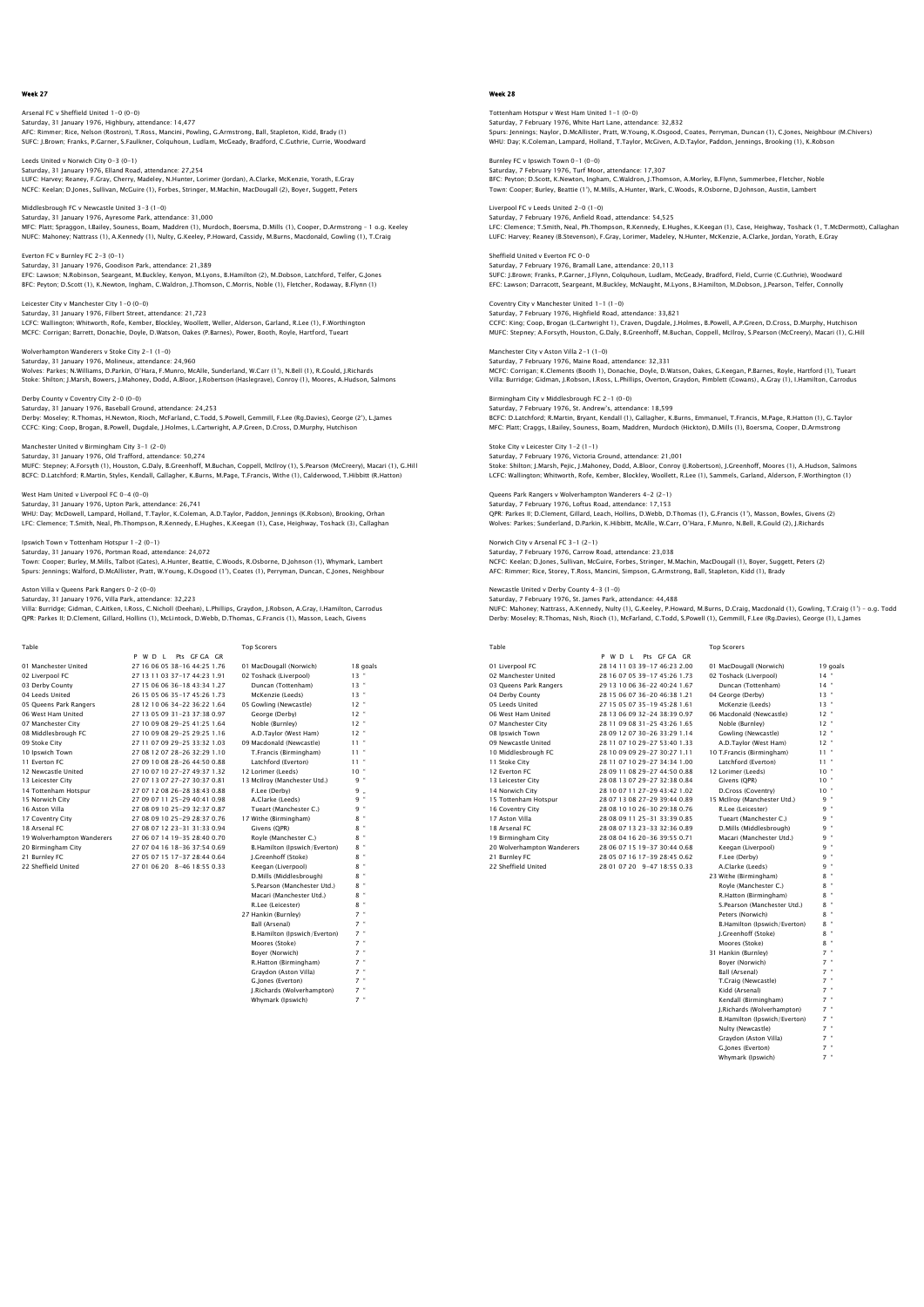## Week 27

Arsenal FC v Sheffield United 1-0 (0-0)
Saturday, 31 January 1976, Highbury, attendance: 14,477
AFC: Rimmer; Rice, Nelson (Rostron), T.Ross, Mancini, Powling, G.Armstrong, Ball, Stapleton, Kidd, Brady (1)
SUFC: J.Brown; Franks, P.Garner, S.Faulkner, Colquhoun, Ludlam, McGeady, Bradford, C.Guthrie, Currie, Woodward

Leeds United v Norwich City 0-3 (0-1)
Saturday, 31 January 1976, Elland Road, attendance: 27,254
LUFC: Harvey; Reaney, F.Gray, Cherry, Madeley, N.Hunter, Lorimer (Jordan), A.Clarke, McKenzie, Yorath, E.Gray
NCFC: Keelan; D.Jones, Sullivan, McGuire (1), Forbes, Stringer, M.Machin, MacDougall (2), Boyer, Suggett, Peters

Middlesbrough FC v Newcastle United 3-3 (1-0)
Saturday, 31 January 1976, Ayresome Park, attendance: 31,000
MFC: Platt; Spraggon, I.Bailey, Souness, Boam, Maddren (1), Murdoch, Boersma, D.Mills (1), Cooper, D.Armstrong – 1 o.g. Keeley
NUFC: Mahoney; Nattrass (1), A.Kennedy (1), Nulty, G.Keeley, P.Howard, Cassidy, M.Burns, Macdonald, Gowling (1), T.Craig

Everton FC v Burnley FC 2-3 (0-1)
Saturday, 31 January 1976, Goodison Park, attendance: 21,389
EFC: Lawson; N.Robinson, Seargeant, M.Buckley, Kenyon, M.Lyons, B.Hamilton (2), M.Dobson, Latchford, Telfer, G.Jones
BFC: Peyton; D.Scott (1), K.Newton, Ingham, C.Waldron, J.Thomson, C.Morris, Noble (1), Fletcher, Rodaway, B.Flynn (1)

Leicester City v Manchester City 1-0 (0-0)
Saturday, 31 January 1976, Filbert Street, attendance: 21,723
LCFC: Wallington; Whitworth, Rofe, Kember, Blockley, Woollett, Weller, Alderson, Garland, R.Lee (1), F.Worthington
MCFC: Corrigan; Barrett, Donachie, Doyle, D.Watson, Oakes (P.Barnes), Power, Booth, Royle, Hartford, Tueart

Wolverhampton Wanderers v Stoke City 2-1 (1-0)
Saturday, 31 January 1976, Molineux, attendance: 24,960
Wolves: Parkes; N.Williams, D.Parkin, O'Hara, F.Munro, McAlle, Sunderland, W.Carr (1'), N.Bell (1), R.Gould, J.Richards
Stoke: Shilton; J.Marsh, Bowers, J.Mahoney, Dodd, A.Bloor, J.Robertson (Haslegrave), Conroy (1), Moores, A.Hudson, Salmons

Derby County v Coventry City 2-0 (0-0)
Saturday, 31 January 1976, Baseball Ground, attendance: 24,253
Derby: Moseley; R.Thomas, H.Newton, Rioch, McFarland, C.Todd, S.Powell, Gemmill, F.Lee (Rg.Davies), George (2'), L.James
CCFC: King; Coop, Brogan, B.Powell, Dugdale, J.Holmes, L.Cartwright, A.P.Green, D.Cross, D.Murphy, Hutchison

Manchester United v Birmingham City 3-1 (2-0)
Saturday, 31 January 1976, Old Trafford, attendance: 50,274
MUFC: Stepney; A.Forsyth (1), Houston, G.Daly, B.Greenhoff, M.Buchan, Coppell, McIlroy (1), S.Pearson (McCreery), Macari (1), G.Hill
BCFC: D.Latchford; R.Martin, Styles, Kendall, Gallagher, K.Burns, M.Page, T.Francis, Withe (1), Calderwood, T.Hibbitt (R.Hatton)

West Ham United v Liverpool FC 0-4 (0-0)
Saturday, 31 January 1976, Upton Park, attendance: 26,741
WHU: Day; McDowell, Lampard, Holland, T.Taylor, K.Coleman, A.D.Taylor, Paddon, Jennings (K.Robson), Brooking, Orhan
LFC: Clemence; T.Smith, Neal, Ph.Thompson, R.Kennedy, E.Hughes, K.Keegan (1), Case, Heighway, Toshack (3), Callaghan

Ipswich Town v Tottenham Hotspur 1-2 (0-1)
Saturday, 31 January 1976, Portman Road, attendance: 24,072
Town: Cooper; Burley, M.Mills, Talbot (Gates), A.Hunter, Beattie, C.Woods, R.Osborne, D.Johnson (1), Whymark, Lambert
Spurs: Jennings; Walford, D.McAllister, Pratt, W.Young, K.Osgood (1'), Coates (1), Perryman, Duncan, C.Jones, Neighbour

Aston Villa v Queens Park Rangers 0-2 (0-0)
Saturday, 31 January 1976, Villa Park, attendance: 32,223
Villa: Burridge; Gidman, C.Aitken, I.Ross, C.Nicholl (Deehan), L.Phillips, Graydon, J.Robson, A.Gray, I.Hamilton, Carrodus
QPR: Parkes II; D.Clement, Gillard, Hollins (1), McLintock, D.Webb, D.Thomas, G.Francis (1), Masson, Leach, Givens

Table

| | P | W | D | L | Pts | GF-GA | GR |
|---|---|---|---|---|---|---|---|
| 01 Manchester United | 27 | 16 | 06 | 05 | 38 | 44-25 | 1.76 |
| 02 Liverpool FC | 27 | 13 | 11 | 03 | 37 | 44-23 | 1.91 |
| 03 Derby County | 27 | 15 | 06 | 06 | 36 | 43-34 | 1.27 |
| 04 Leeds United | 26 | 15 | 05 | 06 | 35 | 45-26 | 1.73 |
| 05 Queens Park Rangers | 28 | 12 | 10 | 06 | 34 | 36-22 | 1.64 |
| 06 West Ham United | 27 | 13 | 05 | 09 | 31 | 38-37 | 0.97 |
| 07 Manchester City | 27 | 10 | 09 | 08 | 29 | 41-25 | 1.64 |
| 08 Middlesbrough FC | 27 | 10 | 09 | 08 | 29 | 29-25 | 1.16 |
| 09 Stoke City | 27 | 11 | 07 | 09 | 29 | 33-32 | 1.03 |
| 10 Ipswich Town | 27 | 08 | 12 | 07 | 28 | 32-29 | 1.10 |
| 11 Everton FC | 27 | 09 | 10 | 08 | 28 | 44-50 | 0.88 |
| 12 Newcastle United | 27 | 10 | 07 | 10 | 27 | 49-37 | 1.32 |
| 13 Leicester City | 27 | 07 | 13 | 07 | 27 | 30-37 | 0.81 |
| 14 Tottenham Hotspur | 27 | 07 | 12 | 08 | 26 | 38-43 | 0.88 |
| 15 Norwich City | 27 | 09 | 07 | 11 | 25 | 40-41 | 0.98 |
| 16 Aston Villa | 27 | 08 | 09 | 10 | 25 | 32-37 | 0.87 |
| 17 Coventry City | 27 | 08 | 09 | 10 | 25 | 28-37 | 0.76 |
| 18 Arsenal FC | 27 | 08 | 07 | 12 | 23 | 31-33 | 0.94 |
| 19 Wolverhampton Wanderers | 27 | 06 | 07 | 14 | 19 | 40-35 | 0.70 |
| 20 Birmingham City | 27 | 07 | 04 | 16 | 18 | 37-54 | 0.69 |
| 21 Burnley FC | 27 | 05 | 07 | 15 | 17 | 37-44 | 0.64 |
| 22 Sheffield United | 27 | 01 | 06 | 20 | 8 | 18-55 | 0.33 |

Top Scorers

| | |
|---|---|
| 01 MacDougall (Norwich) | 18 goals |
| 02 Toshack (Liverpool) | 13 " |
| Duncan (Tottenham) | 13 " |
| McKenzie (Leeds) | 13 " |
| 05 Gowling (Newcastle) | 12 " |
| George (Derby) | 12 " |
| Noble (Burnley) | 12 " |
| A.D.Taylor (West Ham) | 12 " |
| 09 Macdonald (Newcastle) | 11 " |
| T.Francis (Birmingham) | 11 " |
| Latchford (Everton) | 11 " |
| 12 Lorimer (Leeds) | 10 " |
| 13 McIlroy (Manchester Utd.) | 9 " |
| F.Lee (Derby) | 9 " |
| A.Clarke (Leeds) | 9 " |
| Tueart (Manchester C.) | 9 " |
| 17 Withe (Birmingham) | 8 " |
| Givens (QPR) | 8 " |
| Royle (Manchester C.) | 8 " |
| B.Hamilton (Ipswich/Everton) | 8 " |
| J.Greenhoff (Stoke) | 8 " |
| Keegan (Liverpool) | 8 " |
| D.Mills (Middlesbrough) | 8 " |
| S.Pearson (Manchester Utd.) | 8 " |
| Macari (Manchester Utd.) | 8 " |
| R.Lee (Leicester) | 8 " |
| 27 Hankin (Burnley) | 7 " |
| Ball (Arsenal) | 7 " |
| B.Hamilton (Ipswich/Everton) | 7 " |
| Moores (Stoke) | 7 " |
| Boyer (Norwich) | 7 " |
| R.Hatton (Birmingham) | 7 " |
| Graydon (Aston Villa) | 7 " |
| G.Jones (Everton) | 7 " |
| J.Richards (Wolverhampton) | 7 " |
| Whymark (Ipswich) | 7 " |

## Week 28

Tottenham Hotspur v West Ham United 1-1 (0-0)
Saturday, 7 February 1976, White Hart Lane, attendance: 32,832
Spurs: Jennings; Naylor, D.McAllister, Pratt, W.Young, K.Osgood, Coates, Perryman, Duncan (1), C.Jones, Neighbour (M.Chivers)
WHU: Day; K.Coleman, Lampard, Holland, T.Taylor, McGiven, A.D.Taylor, Paddon, Jennings, Brooking (1), K.Robson

Burnley FC v Ipswich Town 0-1 (0-0)
Saturday, 7 February 1976, Turf Moor, attendance: 17,307
BFC: Peyton; D.Scott, K.Newton, Ingham, C.Waldron, J.Thomson, A.Morley, B.Flynn, Summerbee, Fletcher, Noble
Town: Cooper; Burley, Beattie (1'), M.Mills, A.Hunter, Wark, C.Woods, R.Osborne, D.Johnson, Austin, Lambert

Liverpool FC v Leeds United 2-0 (1-0)
Saturday, 7 February 1976, Anfield Road, attendance: 54,525
LFC: Clemence; T.Smith, Neal, Ph.Thompson, R.Kennedy, E.Hughes, K.Keegan (1), Case, Heighway, Toshack (1, T.McDermott), Callaghan
LUFC: Harvey; Reaney (B.Stevenson), F.Gray, Lorimer, Madeley, N.Hunter, McKenzie, A.Clarke, Jordan, Yorath, E.Gray

Sheffield United v Everton FC 0-0
Saturday, 7 February 1976, Bramall Lane, attendance: 20,113
SUFC: J.Brown; Franks, P.Garner, J.Flynn, Colquhoun, Ludlam, McGeady, Bradford, Field, Currie (C.Guthrie), Woodward
EFC: Lawson; Darracott, Seargeant, M.Buckley, McNaught, M.Lyons, B.Hamilton, M.Dobson, J.Pearson, Telfer, Connolly

Coventry City v Manchester United 1-1 (1-0)
Saturday, 7 February 1976, Highfield Road, attendance: 33,821
CCFC: King; Coop, Brogan (L.Cartwright 1), Craven, Dugdale, J.Holmes, B.Powell, A.P.Green, D.Cross, D.Murphy, Hutchison
MUFC: Stepney; A.Forsyth, Houston, G.Daly, B.Greenhoff, M.Buchan, Coppell, McIlroy, S.Pearson (McCreery), Macari (1), G.Hill

Manchester City v Aston Villa 2-1 (1-0)
Saturday, 7 February 1976, Maine Road, attendance: 32,331
MCFC: Corrigan; K.Clements (Booth 1), Donachie, Doyle, D.Watson, Oakes, G.Keegan, P.Barnes, Royle, Hartford (1), Tueart
Villa: Burridge; Gidman, J.Robson, I.Ross, L.Phillips, Overton, Graydon, Pimblett (Cowans), A.Gray (1), I.Hamilton, Carrodus

Birmingham City v Middlesbrough FC 2-1 (0-0)
Saturday, 7 February 1976, St. Andrew's, attendance: 18,599
BCFC: D.Latchford; R.Martin, Bryant, Kendall (1), Gallagher, K.Burns, Emmanuel, T.Francis, M.Page, R.Hatton (1), G.Taylor
MFC: Platt; Craggs, I.Bailey, Souness, Boam, Maddren, Murdoch (Hickton), D.Mills (1), Boersma, Cooper, D.Armstrong

Stoke City v Leicester City 1-2 (1-1)
Saturday, 7 February 1976, Victoria Ground, attendance: 21,001
Stoke: Shilton; J.Marsh, Pejic, J.Mahoney, Dodd, A.Bloor, Conroy (J.Robertson), J.Greenhoff, Moores (1), A.Hudson, Salmons
LCFC: Wallington; Whitworth, Rofe, Kember, Blockley, Woollett, R.Lee (1), Sammels, Garland, Alderson, F.Worthington (1)

Queens Park Rangers v Wolverhampton Wanderers 4-2 (2-1)
Saturday, 7 February 1976, Loftus Road, attendance: 17,153
QPR: Parkes II; D.Clement, Gillard, Leach, Hollins, D.Webb, D.Thomas (1), G.Francis (1'), Masson, Bowles, Givens (2)
Wolves: Parkes; Sunderland, D.Parkin, K.Hibbitt, McAlle, W.Carr, O'Hara, F.Munro, N.Bell, R.Gould (2), J.Richards

Norwich City v Arsenal FC 3-1 (2-1)
Saturday, 7 February 1976, Carrow Road, attendance: 23,038
NCFC: Keelan; D.Jones, Sullivan, McGuire, Forbes, Stringer, M.Machin, MacDougall (1), Boyer, Suggett, Peters (2)
AFC: Rimmer; Rice, Storey, T.Ross, Mancini, Simpson, G.Armstrong, Ball, Stapleton, Kidd (1), Brady

Newcastle United v Derby County 4-3 (1-0)
Saturday, 7 February 1976, St. James Park, attendance: 44,488
NUFC: Mahoney; Nattrass, A.Kennedy, Nulty (1), G.Keeley, P.Howard, M.Burns, D.Craig, Macdonald (1), Gowling, T.Craig (1') – o.g. Todd
Derby: Moseley; R.Thomas, Nish, Rioch (1), McFarland, C.Todd, S.Powell (1), Gemmill, F.Lee (Rg.Davies), George (1), L.James

Table

| | P | W | D | L | Pts | GF-GA | GR |
|---|---|---|---|---|---|---|---|
| 01 Liverpool FC | 28 | 14 | 11 | 03 | 39 | 46-23 | 2.00 |
| 02 Manchester United | 28 | 16 | 07 | 05 | 39 | 45-26 | 1.73 |
| 03 Queens Park Rangers | 29 | 13 | 10 | 06 | 36 | 40-24 | 1.67 |
| 04 Derby County | 28 | 15 | 06 | 07 | 36 | 46-38 | 1.21 |
| 05 Leeds United | 27 | 15 | 05 | 07 | 35 | 45-28 | 1.61 |
| 06 West Ham United | 28 | 13 | 06 | 09 | 32 | 39-38 | 1.03 |
| 07 Manchester City | 28 | 11 | 09 | 08 | 31 | 43-26 | 1.65 |
| 08 Ipswich Town | 28 | 09 | 12 | 07 | 30 | 33-29 | 1.14 |
| 09 Newcastle United | 28 | 11 | 07 | 10 | 29 | 53-40 | 1.33 |
| 10 Middlesbrough FC | 28 | 10 | 09 | 09 | 29 | 30-27 | 1.11 |
| 11 Stoke City | 28 | 11 | 07 | 10 | 29 | 34-34 | 1.00 |
| 12 Everton FC | 28 | 09 | 11 | 08 | 29 | 44-50 | 0.88 |
| 13 Leicester City | 28 | 08 | 13 | 07 | 29 | 32-38 | 0.84 |
| 14 Norwich City | 28 | 10 | 07 | 11 | 27 | 43-42 | 1.02 |
| 15 Tottenham Hotspur | 28 | 07 | 13 | 08 | 27 | 39-44 | 0.89 |
| 16 Coventry City | 28 | 08 | 10 | 10 | 26 | 29-38 | 0.76 |
| 17 Aston Villa | 28 | 08 | 09 | 11 | 25 | 33-39 | 0.85 |
| 18 Arsenal FC | 28 | 08 | 07 | 13 | 23 | 32-36 | 0.89 |
| 19 Birmingham City | 28 | 08 | 04 | 16 | 20 | 39-55 | 0.71 |
| 20 Wolverhampton Wanderers | 28 | 06 | 07 | 15 | 19 | 37-44 | 0.68 |
| 21 Burnley FC | 28 | 05 | 07 | 16 | 17 | 29-45 | 0.62 |
| 22 Sheffield United | 28 | 01 | 07 | 20 | 9 | 47-18 | 55 0.33 |

Top Scorers

| | |
|---|---|
| 01 MacDougall (Norwich) | 19 goals |
| 02 Toshack (Liverpool) | 14 " |
| Duncan (Tottenham) | 14 " |
| 04 George (Derby) | 13 " |
| McKenzie (Leeds) | 13 " |
| 06 Macdonald (Newcastle) | 12 " |
| Noble (Burnley) | 12 " |
| Gowling (Newcastle) | 12 " |
| A.D.Taylor (West Ham) | 12 " |
| 10 T.Francis (Birmingham) | 11 " |
| Latchford (Everton) | 11 " |
| 12 Lorimer (Leeds) | 10 " |
| Givens (QPR) | 10 " |
| D.Cross (Coventry) | 10 " |
| 15 McIlroy (Manchester Utd.) | 9 " |
| R.Lee (Leicester) | 9 " |
| Tueart (Manchester C.) | 9 " |
| D.Mills (Middlesbrough) | 9 " |
| Macari (Manchester Utd.) | 9 " |
| Keegan (Liverpool) | 9 " |
| F.Lee (Derby) | 9 " |
| A.Clarke (Leeds) | 9 " |
| 23 Withe (Birmingham) | 8 " |
| Royle (Manchester C.) | 8 " |
| R.Hatton (Birmingham) | 8 " |
| S.Pearson (Manchester Utd.) | 8 " |
| Peters (Norwich) | 8 " |
| B.Hamilton (Ipswich/Everton) | 8 " |
| J.Greenhoff (Stoke) | 8 " |
| Moores (Stoke) | 8 " |
| 31 Hankin (Burnley) | 7 " |
| Boyer (Norwich) | 7 " |
| Ball (Arsenal) | 7 " |
| T.Craig (Newcastle) | 7 " |
| Kidd (Arsenal) | 7 " |
| Kendall (Birmingham) | 7 " |
| J.Richards (Wolverhampton) | 7 " |
| B.Hamilton (Ipswich/Everton) | 7 " |
| Nulty (Newcastle) | 7 " |
| Graydon (Aston Villa) | 7 " |
| G.Jones (Everton) | 7 " |
| Whymark (Ipswich) | 7 " |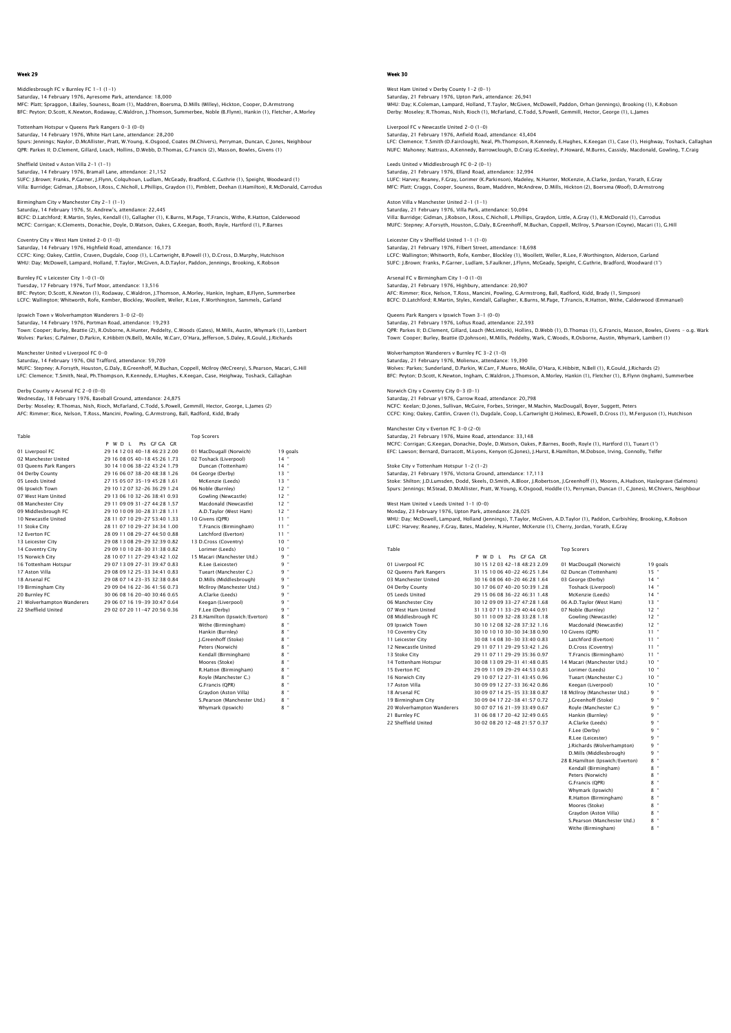## Week 29

Middlesbrough FC v Burnley FC 1-1 (1-1)
Saturday, 14 February 1976, Ayresome Park, attendance: 18,000
MFC: Platt; Spraggon, I.Bailey, Souness, Boam (1), Maddren, Boersma, D.Mills (Willey), Hickton, Cooper, D.Armstrong
BFC: Peyton; D.Scott, K.Newton, Rodaway, C.Waldron, J.Thomson, Summerbee, Noble (B.Flynn), Hankin (1), Fletcher, A.Morley

Tottenham Hotspur v Queens Park Rangers 0-3 (0-0)
Saturday, 14 February 1976, White Hart Lane, attendance: 28,200
Spurs: Jennings; Naylor, D.McAllister, Pratt, W.Young, K.Osgood, Coates (M.Chivers), Perryman, Duncan, C.Jones, Neighbour
QPR: Parkes II; D.Clement, Gillard, Leach, Hollins, D.Webb, D.Thomas, G.Francis (2), Masson, Bowles, Givens (1)

Sheffield United v Aston Villa 2-1 (1-1)
Saturday, 14 February 1976, Bramall Lane, attendance: 21,152
SUFC: J.Brown; Franks, P.Garner, J.Flynn, Colquhoun, Ludlam, McGeady, Bradford, C.Guthrie (1), Speight, Woodward (1)
Villa: Burridge; Gidman, J.Robson, I.Ross, C.Nicholl, L.Phillips, Graydon (1), Pimblett, Deehan (I.Hamilton), R.McDonald, Carrodus

Birmingham City v Manchester City 2-1 (1-1)
Saturday, 14 February 1976, St. Andrew's, attendance: 22,445
BCFC: D.Latchford; R.Martin, Styles, Kendall (1), Gallagher (1), K.Burns, M.Page, T.Francis, Withe, R.Hatton, Calderwood
MCFC: Corrigan; K.Clements, Donachie, Doyle, D.Watson, Oakes, G.Keegan, Booth, Royle, Hartford (1), P.Barnes

Coventry City v West Ham United 2-0 (1-0)
Saturday, 14 February 1976, Highfield Road, attendance: 16,173
CCFC: King; Oakey, Cattlin, Craven, Dugdale, Coop (1), L.Cartwright, B.Powell (1), D.Cross, D.Murphy, Hutchison
WHU: Day; McDowell, Lampard, Holland, T.Taylor, McGiven, A.D.Taylor, Paddon, Jennings, Brooking, K.Robson

Burnley FC v Leicester City 1-0 (1-0)
Tuesday, 17 February 1976, Turf Moor, attendance: 13,516
BFC: Peyton; D.Scott, K.Newton (1), Rodaway, C.Waldron, J.Thomson, A.Morley, Hankin, Ingham, B.Flynn, Summerbee
LCFC: Wallington; Whitworth, Rofe, Kember, Blockley, Woollett, Weller, R.Lee, F.Worthington, Sammels, Garland

Ipswich Town v Wolverhampton Wanderers 3-0 (2-0)
Saturday, 14 February 1976, Portman Road, attendance: 19,293
Town: Cooper; Burley, Beattie (2), R.Osborne, A.Hunter, Peddelty, C.Woods (Gates), M.Mills, Austin, Whymark (1), Lambert
Wolves: Parkes; G.Palmer, D.Parkin, K.Hibbitt (N.Bell), McAlle, W.Carr, O'Hara, Jefferson, S.Daley, R.Gould, J.Richards

Manchester United v Liverpool FC 0-0
Saturday, 14 February 1976, Old Trafford, attendance: 59,709
MUFC: Stepney; A.Forsyth, Houston, G.Daly, B.Greenhoff, M.Buchan, Coppell, McIlroy (McCreery), S.Pearson, Macari, G.Hill
LFC: Clemence; T.Smith, Neal, Ph.Thompson, R.Kennedy, E.Hughes, K.Keegan, Case, Heighway, Toshack, Callaghan

Derby County v Arsenal FC 2-0 (0-0)
Wednesday, 18 February 1976, Baseball Ground, attendance: 24,875
Derby: Moseley; R.Thomas, Nish, Rioch, McFarland, C.Todd, S.Powell, Gemmill, Hector, George, L.James (2)
AFC: Rimmer; Rice, Nelson, T.Ross, Mancini, Powling, G.Armstrong, Ball, Radford, Kidd, Brady

Table

| | P | W | D | L | Pts | GF | GA | GR |
|---|---|---|---|---|---|---|---|---|
| 01 Liverpool FC | 29 | 14 | 12 | 03 | 40 | 46 | 23 | 2.00 |
| 02 Manchester United | 29 | 16 | 08 | 05 | 40 | 45 | 26 | 1.73 |
| 03 Queens Park Rangers | 30 | 14 | 10 | 06 | 38 | 43 | 24 | 1.79 |
| 04 Derby County | 29 | 16 | 06 | 07 | 38 | 48 | 38 | 1.26 |
| 05 Leeds United | 27 | 15 | 05 | 07 | 35 | 45 | 28 | 1.61 |
| 06 Ipswich Town | 29 | 10 | 12 | 07 | 32 | 36 | 29 | 1.24 |
| 07 West Ham United | 29 | 13 | 06 | 10 | 32 | 38 | 41 | 0.93 |
| 08 Manchester City | 29 | 11 | 09 | 09 | 31 | 44 | 28 | 1.57 |
| 09 Middlesbrough FC | 29 | 10 | 10 | 09 | 30 | 31 | 28 | 1.11 |
| 10 Newcastle United | 28 | 11 | 07 | 10 | 29 | 53 | 40 | 1.33 |
| 11 Stoke City | 28 | 11 | 07 | 10 | 29 | 34 | 34 | 1.00 |
| 12 Everton FC | 28 | 09 | 11 | 08 | 29 | 44 | 50 | 0.88 |
| 13 Leicester City | 29 | 08 | 13 | 08 | 29 | 32 | 39 | 0.82 |
| 14 Coventry City | 29 | 09 | 10 | 10 | 28 | 31 | 38 | 0.82 |
| 15 Norwich City | 28 | 10 | 07 | 11 | 27 | 42 | 41 | 1.02 |
| 16 Tottenham Hotspur | 29 | 07 | 13 | 09 | 27 | 39 | 47 | 0.83 |
| 17 Aston Villa | 29 | 08 | 09 | 12 | 25 | 34 | 41 | 0.83 |
| 18 Arsenal FC | 29 | 08 | 07 | 14 | 23 | 32 | 38 | 0.84 |
| 19 Birmingham City | 29 | 09 | 04 | 16 | 22 | 41 | 56 | 0.73 |
| 20 Burnley FC | 30 | 06 | 08 | 16 | 20 | 30 | 46 | 0.65 |
| 21 Wolverhampton Wanderers | 29 | 06 | 07 | 16 | 19 | 30 | 47 | 0.64 |
| 22 Sheffield United | 29 | 02 | 07 | 20 | 11 | 20 | 56 | 0.36 |

Top Scorers

| | | |
|---|---|---|
| 01 | MacDougall (Norwich) | 19 goals |
| 02 | Toshack (Liverpool) | 14 " |
| | Duncan (Tottenham) | 14 " |
| 04 | George (Derby) | 13 " |
| | McKenzie (Leeds) | 13 " |
| 06 | Noble (Burnley) | 12 " |
| | Gowling (Newcastle) | 12 " |
| | Macdonald (Newcastle) | 12 " |
| | A.D.Taylor (West Ham) | 12 " |
| 10 | Givens (QPR) | 11 " |
| | T.Francis (Birmingham) | 11 " |
| | Latchford (Everton) | 11 " |
| 13 | D.Cross (Coventry) | 10 " |
| | Lorimer (Leeds) | 10 " |
| 15 | Macari (Manchester Utd.) | 9 " |
| | R.Lee (Leicester) | 9 " |
| | Tueart (Manchester C.) | 9 " |
| | D.Mills (Middlesbrough) | 9 " |
| | McIlroy (Manchester Utd.) | 9 " |
| | A.Clarke (Leeds) | 9 " |
| | Keegan (Liverpool) | 9 " |
| | F.Lee (Derby) | 9 " |
| 23 | B.Hamilton (Ipswich/Everton) | 8 " |
| | Withe (Birmingham) | 8 " |
| | Hankin (Burnley) | 8 " |
| | J.Greenhoff (Stoke) | 8 " |
| | Peters (Norwich) | 8 " |
| | Kendall (Birmingham) | 8 " |
| | Moores (Stoke) | 8 " |
| | R.Hatton (Birmingham) | 8 " |
| | Royle (Manchester C.) | 8 " |
| | G.Francis (QPR) | 8 " |
| | Graydon (Aston Villa) | 8 " |
| | S.Pearson (Manchester Utd.) | 8 " |
| | Whymark (Ipswich) | 8 " |

## Week 30

West Ham United v Derby County 1-2 (0-1)
Saturday, 21 February 1976, Upton Park, attendance: 26,941
WHU: Day; K.Coleman, Lampard, Holland, T.Taylor, McGiven, McDowell, Paddon, Orhan (Jennings), Brooking (1), K.Robson
Derby: Moseley; R.Thomas, Nish, Rioch (1), McFarland, C.Todd, S.Powell, Gemmill, Hector, George (1), L.James

Liverpool FC v Newcastle United 2-0 (1-0)
Saturday, 21 February 1976, Anfield Road, attendance: 43,404
LFC: Clemence; T.Smith (D.Fairclough), Neal, Ph.Thompson, R.Kennedy, E.Hughes, K.Keegan (1), Case (1), Heighway, Toshack, Callaghan
NUFC: Mahoney; Nattrass, A.Kennedy, Barrowclough, D.Craig (G.Keeley), P.Howard, M.Burns, Cassidy, Macdonald, Gowling, T.Craig

Leeds United v Middlesbrough FC 0-2 (0-1)
Saturday, 21 February 1976, Elland Road, attendance: 32,994
LUFC: Harvey; Reaney, F.Gray, Lorimer (K.Parkinson), Madeley, N.Hunter, McKenzie, A.Clarke, Jordan, Yorath, E.Gray
MFC: Platt; Craggs, Cooper, Souness, Boam, Maddren, McAndrew, D.Mills, Hickton (2), Boersma (Woof), D.Armstrong

Aston Villa v Manchester United 2-1 (1-1)
Saturday, 21 February 1976, Villa Park, attendance: 50,094
Villa: Burridge; Gidman, J.Robson, I.Ross, C.Nicholl, L.Phillips, Graydon, Little, A.Gray (1), R.McDonald (1), Carrodus
MUFC: Stepney; A.Forsyth, Houston, G.Daly, B.Greenhoff, M.Buchan, Coppell, McIlroy, S.Pearson (Coyne), Macari (1), G.Hill

Leicester City v Sheffield United 1-1 (1-0)
Saturday, 21 February 1976, Filbert Street, attendance: 18,698
LCFC: Wallington; Whitworth, Rofe, Kember, Blockley (1), Woollett, Weller, R.Lee, F.Worthington, Alderson, Garland
SUFC: J.Brown; Franks, P.Garner, Ludlam, S.Faulkner, J.Flynn, McGeady, Speight, C.Guthrie, Bradford, Woodward (1')

Arsenal FC v Birmingham City 1-0 (1-0)
Saturday, 21 February 1976, Highbury, attendance: 20,907
AFC: Rimmer; Rice, Nelson, T.Ross, Mancini, Powling, G.Armstrong, Ball, Radford, Kidd, Brady (1), Simpson)
BCFC: D.Latchford; R.Martin, Styles, Kendall, Gallagher, K.Burns, M.Page, T.Francis, R.Hatton, Withe, Calderwood (Emmanuel)

Queens Park Rangers v Ipswich Town 3-1 (0-0)
Saturday, 21 February 1976, Loftus Road, attendance: 22,593
QPR: Parkes II; D.Clement, Gillard, Leach (McLintock), Hollins, D.Webb (1), D.Thomas (1), G.Francis, Masson, Bowles, Givens - o.g. Wark
Town: Cooper; Burley, Beattie (D.Johnson), M.Mills, Peddelty, Wark, C.Woods, R.Osborne, Austin, Whymark, Lambert (1)

Wolverhampton Wanderers v Burnley FC 3-2 (1-0)
Saturday, 21 February 1976, Molienux, attendance: 19,390
Wolves: Parkes; Sunderland, D.Parkin, W.Carr, F.Munro, McAlle, O'Hara, K.Hibbitt, N.Bell (1), R.Gould, J.Richards (2)
BFC: Peyton; D.Scott, K.Newton, Ingham, C.Waldron, J.Thomson, A.Morley, Hankin (1), Fletcher (1), B.Flynn (Ingham), Summerbee

Norwich City v Coventry City 0-3 (0-1)
Saturday, 21 Februar y1976, Carrow Road, attendance: 20,798
NCFC: Keelan; D.Jones, Sullivan, McGuire, Forbes, Stringer, M.Machin, MacDougall, Boyer, Suggett, Peters
CCFC: King; Oakey, Cattlin, Craven (1), Dugdale, Coop, L.Cartwright (J.Holmes), B.Powell, D.Cross (1), M.Ferguson (1), Hutchison

Manchester City v Everton FC 3-0 (2-0)
Saturday, 21 February 1976, Maine Road, attendance: 33,148
MCFC: Corrigan; G.Keegan, Donachie, Doyle, D.Watson, Oakes, P.Barnes, Booth, Royle (1), Hartford (1), Tueart (1')
EFC: Lawson; Bernard, Darracott, M.Lyons, Kenyon (G.Jones), J.Hurst, B.Hamilton, M.Dobson, Irving, Connolly, Telfer

Stoke City v Tottenham Hotspur 1-2 (1-2)
Saturday, 21 February 1976, Victoria Ground, attendance: 17,113
Stoke: Shilton; J.D.Lumsden, Dodd, Skeels, D.Smith, A.Bloor, J.Robertson, J.Greenhoff (1), Moores, A.Hudson, Haslegrave (Salmons)
Spurs: Jennings; M.Stead, D.McAllister, Pratt, W.Young, K.Osgood, Hoddle (1), Perryman, Duncan (1, C.Jones), M.Chivers, Neighbour

West Ham United v Leeds United 1-1 (0-0)
Monday, 23 February 1976, Upton Park, attendance: 28,025
WHU: Day; McDowell, Lampard, Holland (Jennings), T.Taylor, McGiven, A.D.Taylor (1), Paddon, Curbishley, Brooking, K.Robson
LUFC: Harvey; Reaney, F.Gray, Bates, Madeley, N.Hunter, McKenzie (1), Cherry, Jordan, Yorath, E.Gray

Table

| | P | W | D | L | Pts | GF | GA | GR |
|---|---|---|---|---|---|---|---|---|
| 01 Liverpool FC | 30 | 15 | 12 | 03 | 42 | 48 | 23 | 2.09 |
| 02 Queens Park Rangers | 31 | 15 | 10 | 06 | 40 | 46 | 25 | 1.84 |
| 03 Manchester United | 30 | 16 | 08 | 06 | 40 | 46 | 28 | 1.64 |
| 04 Derby County | 30 | 17 | 06 | 07 | 40 | 50 | 39 | 1.28 |
| 05 Leeds United | 29 | 15 | 06 | 08 | 36 | 46 | 31 | 1.48 |
| 06 Manchester City | 30 | 12 | 09 | 09 | 33 | 47 | 28 | 1.68 |
| 07 West Ham United | 31 | 13 | 07 | 11 | 33 | 40 | 44 | 0.91 |
| 08 Middlesbrough FC | 30 | 11 | 10 | 09 | 32 | 33 | 28 | 1.18 |
| 09 Ipswich Town | 30 | 10 | 12 | 08 | 32 | 37 | 32 | 1.16 |
| 10 Coventry City | 30 | 10 | 10 | 10 | 30 | 34 | 38 | 0.90 |
| 11 Leicester City | 30 | 08 | 14 | 08 | 30 | 33 | 40 | 0.83 |
| 12 Newcastle United | 29 | 11 | 07 | 11 | 29 | 53 | 42 | 1.26 |
| 13 Stoke City | 29 | 11 | 07 | 11 | 29 | 35 | 36 | 0.97 |
| 14 Tottenham Hotspur | 30 | 08 | 13 | 09 | 29 | 41 | 48 | 0.85 |
| 15 Everton FC | 29 | 09 | 11 | 09 | 29 | 44 | 53 | 0.83 |
| 16 Norwich City | 29 | 10 | 07 | 12 | 27 | 42 | 45 | 0.96 |
| 17 Aston Villa | 30 | 09 | 09 | 12 | 27 | 36 | 42 | 0.86 |
| 18 Arsenal FC | 30 | 09 | 07 | 14 | 25 | 33 | 38 | 0.87 |
| 19 Birmingham City | 30 | 09 | 04 | 17 | 22 | 38 | 41 | 0.72 |
| 20 Wolverhampton Wanderers | 30 | 07 | 07 | 16 | 21 | 39 | 33 | 0.67 |
| 21 Burnley FC | 31 | 06 | 08 | 17 | 20 | 42 | 32 | 0.65 |
| 22 Sheffield United | 30 | 02 | 08 | 20 | 12 | 48 | 21 | 0.37 |

Top Scorers

| | | |
|---|---|---|
| 01 | MacDougall (Norwich) | 19 goals |
| 02 | Duncan (Tottenham) | 15 " |
| 03 | George (Derby) | 14 " |
| | Toshack (Liverpool) | 14 " |
| | McKenzie (Leeds) | 14 " |
| 06 | A.D.Taylor (West Ham) | 13 " |
| 07 | Noble (Burnley) | 12 " |
| | Gowling (Newcastle) | 12 " |
| | Macdonald (Newcastle) | 12 " |
| 10 | Givens (QPR) | 11 " |
| | Latchford (Everton) | 11 " |
| | D.Cross (Coventry) | 11 " |
| | T.Francis (Birmingham) | 11 " |
| 14 | Macari (Manchester Utd.) | 10 " |
| | Lorimer (Leeds) | 10 " |
| | Tueart (Manchester C.) | 10 " |
| | Keegan (Liverpool) | 10 " |
| 18 | McIlroy (Manchester Utd.) | 9 " |
| | J.Greenhoff (Stoke) | 9 " |
| | Royle (Manchester C.) | 9 " |
| | Hankin (Burnley) | 9 " |
| | A.Clarke (Leeds) | 9 " |
| | F.Lee (Derby) | 9 " |
| | R.Lee (Leicester) | 9 " |
| | J.Richards (Wolverhampton) | 9 " |
| | D.Mills (Middlesbrough) | 9 " |
| 28 | B.Hamilton (Ipswich/Everton) | 8 " |
| | Kendall (Birmingham) | 8 " |
| | Peters (Norwich) | 8 " |
| | G.Francis (QPR) | 8 " |
| | Whymark (Ipswich) | 8 " |
| | R.Hatton (Birmingham) | 8 " |
| | Moores (Stoke) | 8 " |
| | Graydon (Aston Villa) | 8 " |
| | S.Pearson (Manchester Utd.) | 8 " |
| | Withe (Birmingham) | 8 " |